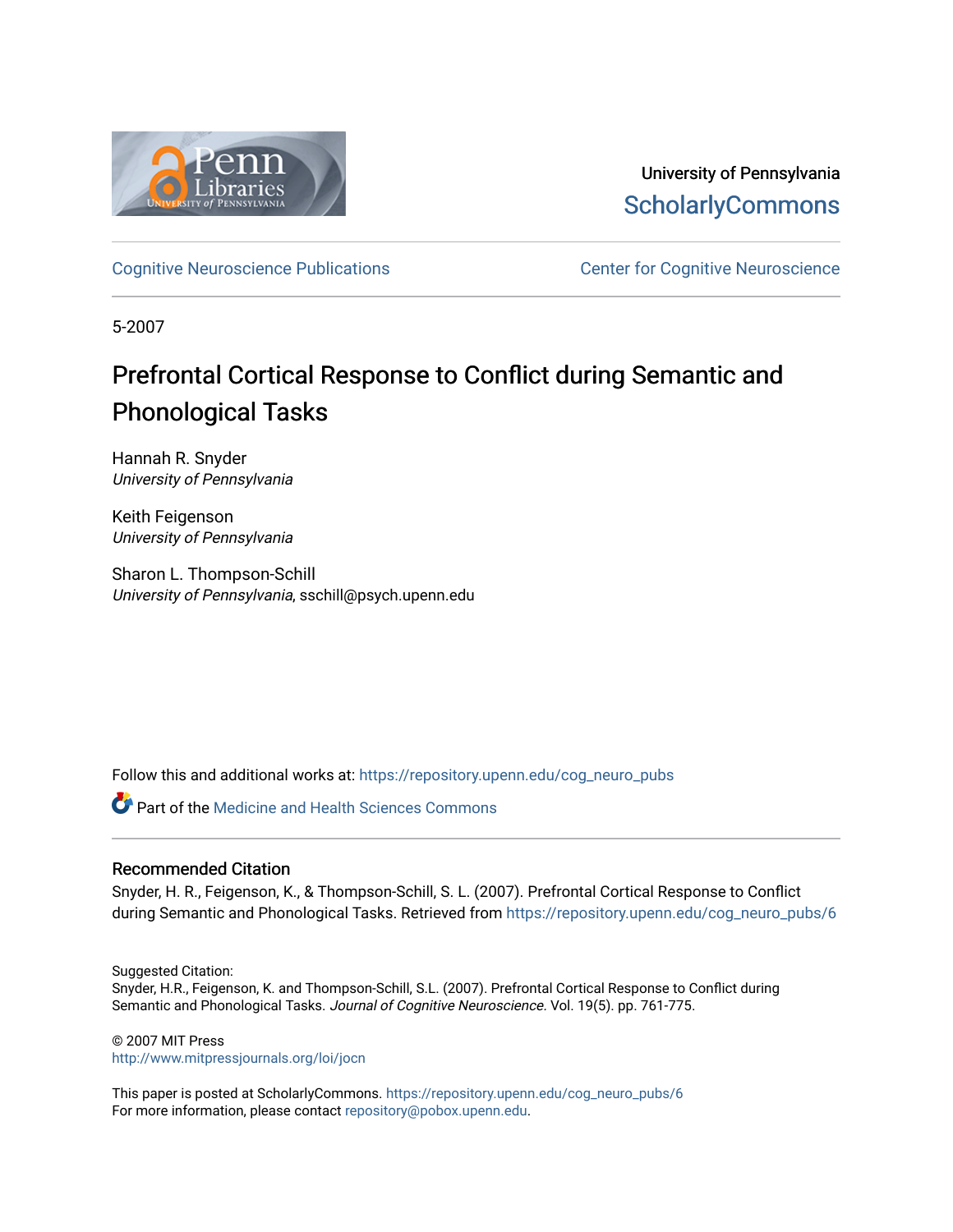University of Pennsylvania
ScholarlyCommons

Cognitive Neuroscience Publications | Center for Cognitive Neuroscience

5-2007

# Prefrontal Cortical Response to Conflict during Semantic and Phonological Tasks

Hannah R. Snyder
*University of Pennsylvania*

Keith Feigenson
*University of Pennsylvania*

Sharon L. Thompson-Schill
*University of Pennsylvania*, ssschill@psych.upenn.edu

Follow this and additional works at: https://repository.upenn.edu/cog_neuro_pubs

Part of the Medicine and Health Sciences Commons

## Recommended Citation

Snyder, H. R., Feigenson, K., & Thompson-Schill, S. L. (2007). Prefrontal Cortical Response to Conflict during Semantic and Phonological Tasks. Retrieved from https://repository.upenn.edu/cog_neuro_pubs/6

Suggested Citation:
Snyder, H.R., Feigenson, K. and Thompson-Schill, S.L. (2007). Prefrontal Cortical Response to Conflict during Semantic and Phonological Tasks. *Journal of Cognitive Neuroscience.* Vol. 19(5). pp. 761-775.

© 2007 MIT Press
http://www.mitpressjournals.org/loi/jocn

This paper is posted at ScholarlyCommons. https://repository.upenn.edu/cog_neuro_pubs/6
For more information, please contact repository@pobox.upenn.edu.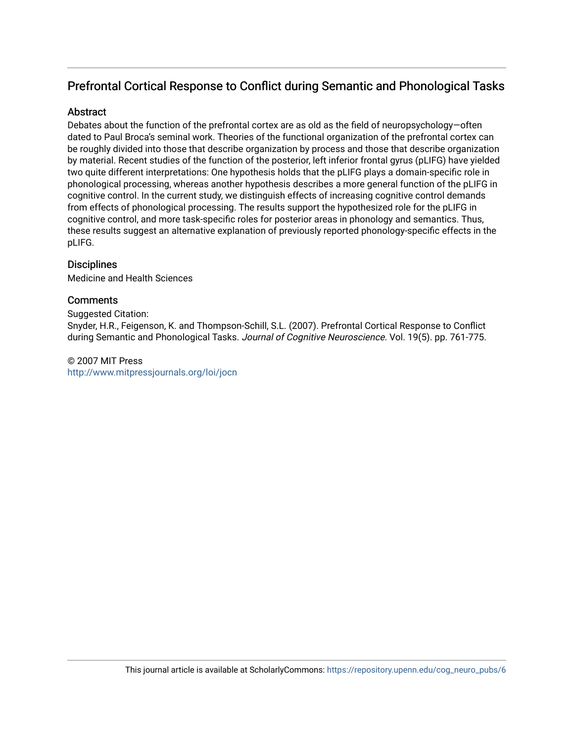# Prefrontal Cortical Response to Conflict during Semantic and Phonological Tasks

## Abstract

Debates about the function of the prefrontal cortex are as old as the field of neuropsychology—often dated to Paul Broca's seminal work. Theories of the functional organization of the prefrontal cortex can be roughly divided into those that describe organization by process and those that describe organization by material. Recent studies of the function of the posterior, left inferior frontal gyrus (pLIFG) have yielded two quite different interpretations: One hypothesis holds that the pLIFG plays a domain-specific role in phonological processing, whereas another hypothesis describes a more general function of the pLIFG in cognitive control. In the current study, we distinguish effects of increasing cognitive control demands from effects of phonological processing. The results support the hypothesized role for the pLIFG in cognitive control, and more task-specific roles for posterior areas in phonology and semantics. Thus, these results suggest an alternative explanation of previously reported phonology-specific effects in the pLIFG.

## Disciplines

Medicine and Health Sciences

## Comments

Suggested Citation:
Snyder, H.R., Feigenson, K. and Thompson-Schill, S.L. (2007). Prefrontal Cortical Response to Conflict during Semantic and Phonological Tasks. *Journal of Cognitive Neuroscience.* Vol. 19(5). pp. 761-775.

© 2007 MIT Press
http://www.mitpressjournals.org/loi/jocn

This journal article is available at ScholarlyCommons: https://repository.upenn.edu/cog_neuro_pubs/6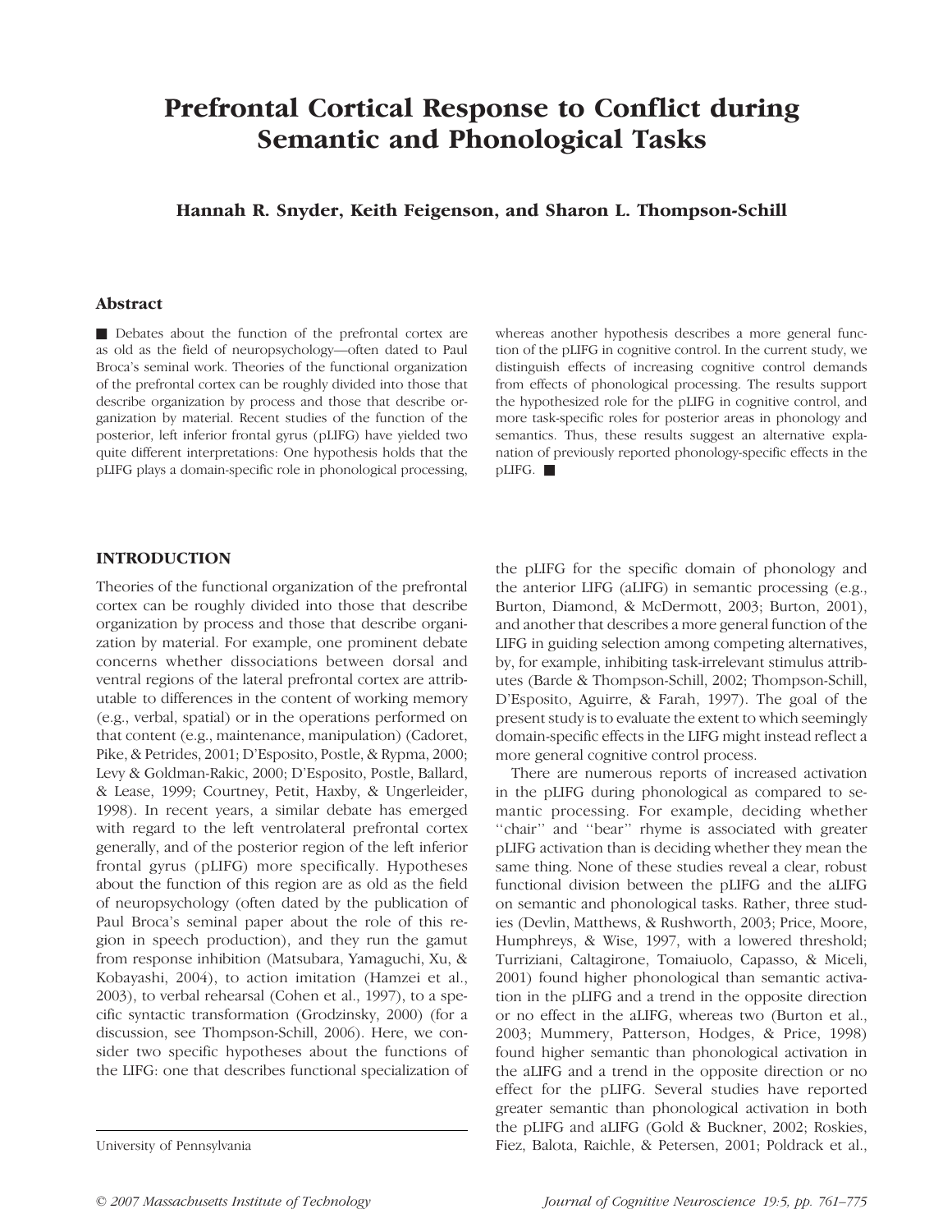# Prefrontal Cortical Response to Conflict during Semantic and Phonological Tasks

**Hannah R. Snyder, Keith Feigenson, and Sharon L. Thompson-Schill**

## Abstract

■ Debates about the function of the prefrontal cortex are as old as the field of neuropsychology—often dated to Paul Broca's seminal work. Theories of the functional organization of the prefrontal cortex can be roughly divided into those that describe organization by process and those that describe organization by material. Recent studies of the function of the posterior, left inferior frontal gyrus (pLIFG) have yielded two quite different interpretations: One hypothesis holds that the pLIFG plays a domain-specific role in phonological processing, whereas another hypothesis describes a more general function of the pLIFG in cognitive control. In the current study, we distinguish effects of increasing cognitive control demands from effects of phonological processing. The results support the hypothesized role for the pLIFG in cognitive control, and more task-specific roles for posterior areas in phonology and semantics. Thus, these results suggest an alternative explanation of previously reported phonology-specific effects in the pLIFG. ■

## INTRODUCTION

Theories of the functional organization of the prefrontal cortex can be roughly divided into those that describe organization by process and those that describe organization by material. For example, one prominent debate concerns whether dissociations between dorsal and ventral regions of the lateral prefrontal cortex are attributable to differences in the content of working memory (e.g., verbal, spatial) or in the operations performed on that content (e.g., maintenance, manipulation) (Cadoret, Pike, & Petrides, 2001; D'Esposito, Postle, & Rypma, 2000; Levy & Goldman-Rakic, 2000; D'Esposito, Postle, Ballard, & Lease, 1999; Courtney, Petit, Haxby, & Ungerleider, 1998). In recent years, a similar debate has emerged with regard to the left ventrolateral prefrontal cortex generally, and of the posterior region of the left inferior frontal gyrus (pLIFG) more specifically. Hypotheses about the function of this region are as old as the field of neuropsychology (often dated by the publication of Paul Broca's seminal paper about the role of this region in speech production), and they run the gamut from response inhibition (Matsubara, Yamaguchi, Xu, & Kobayashi, 2004), to action imitation (Hamzei et al., 2003), to verbal rehearsal (Cohen et al., 1997), to a specific syntactic transformation (Grodzinsky, 2000) (for a discussion, see Thompson-Schill, 2006). Here, we consider two specific hypotheses about the functions of the LIFG: one that describes functional specialization of the pLIFG for the specific domain of phonology and the anterior LIFG (aLIFG) in semantic processing (e.g., Burton, Diamond, & McDermott, 2003; Burton, 2001), and another that describes a more general function of the LIFG in guiding selection among competing alternatives, by, for example, inhibiting task-irrelevant stimulus attributes (Barde & Thompson-Schill, 2002; Thompson-Schill, D'Esposito, Aguirre, & Farah, 1997). The goal of the present study is to evaluate the extent to which seemingly domain-specific effects in the LIFG might instead reflect a more general cognitive control process.

There are numerous reports of increased activation in the pLIFG during phonological as compared to semantic processing. For example, deciding whether "chair" and "bear" rhyme is associated with greater pLIFG activation than is deciding whether they mean the same thing. None of these studies reveal a clear, robust functional division between the pLIFG and the aLIFG on semantic and phonological tasks. Rather, three studies (Devlin, Matthews, & Rushworth, 2003; Price, Moore, Humphreys, & Wise, 1997, with a lowered threshold; Turriziani, Caltagirone, Tomaiuolo, Capasso, & Miceli, 2001) found higher phonological than semantic activation in the pLIFG and a trend in the opposite direction or no effect in the aLIFG, whereas two (Burton et al., 2003; Mummery, Patterson, Hodges, & Price, 1998) found higher semantic than phonological activation in the aLIFG and a trend in the opposite direction or no effect for the pLIFG. Several studies have reported greater semantic than phonological activation in both the pLIFG and aLIFG (Gold & Buckner, 2002; Roskies, Fiez, Balota, Raichle, & Petersen, 2001; Poldrack et al.,

University of Pennsylvania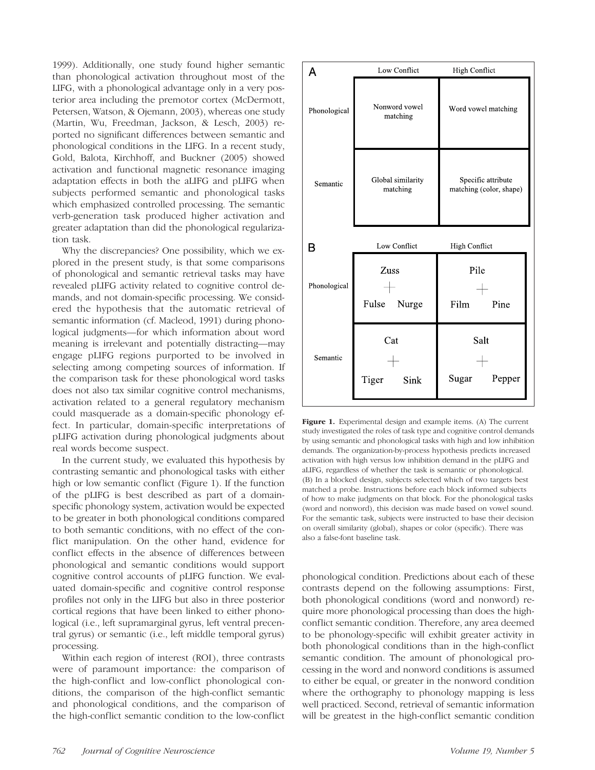1999). Additionally, one study found higher semantic than phonological activation throughout most of the LIFG, with a phonological advantage only in a very posterior area including the premotor cortex (McDermott, Petersen, Watson, & Ojemann, 2003), whereas one study (Martin, Wu, Freedman, Jackson, & Lesch, 2003) reported no significant differences between semantic and phonological conditions in the LIFG. In a recent study, Gold, Balota, Kirchhoff, and Buckner (2005) showed activation and functional magnetic resonance imaging adaptation effects in both the aLIFG and pLIFG when subjects performed semantic and phonological tasks which emphasized controlled processing. The semantic verb-generation task produced higher activation and greater adaptation than did the phonological regularization task.

Why the discrepancies? One possibility, which we explored in the present study, is that some comparisons of phonological and semantic retrieval tasks may have revealed pLIFG activity related to cognitive control demands, and not domain-specific processing. We considered the hypothesis that the automatic retrieval of semantic information (cf. Macleod, 1991) during phonological judgments—for which information about word meaning is irrelevant and potentially distracting—may engage pLIFG regions purported to be involved in selecting among competing sources of information. If the comparison task for these phonological word tasks does not also tax similar cognitive control mechanisms, activation related to a general regulatory mechanism could masquerade as a domain-specific phonology effect. In particular, domain-specific interpretations of pLIFG activation during phonological judgments about real words become suspect.

In the current study, we evaluated this hypothesis by contrasting semantic and phonological tasks with either high or low semantic conflict (Figure 1). If the function of the pLIFG is best described as part of a domain-specific phonology system, activation would be expected to be greater in both phonological conditions compared to both semantic conditions, with no effect of the conflict manipulation. On the other hand, evidence for conflict effects in the absence of differences between phonological and semantic conditions would support cognitive control accounts of pLIFG function. We evaluated domain-specific and cognitive control response profiles not only in the LIFG but also in three posterior cortical regions that have been linked to either phonological (i.e., left supramarginal gyrus, left ventral precentral gyrus) or semantic (i.e., left middle temporal gyrus) processing.

Within each region of interest (ROI), three contrasts were of paramount importance: the comparison of the high-conflict and low-conflict phonological conditions, the comparison of the high-conflict semantic and phonological conditions, and the comparison of the high-conflict semantic condition to the low-conflict phonological condition. Predictions about each of these contrasts depend on the following assumptions: First, both phonological conditions (word and nonword) require more phonological processing than does the high-conflict semantic condition. Therefore, any area deemed to be phonology-specific will exhibit greater activity in both phonological conditions than in the high-conflict semantic condition. The amount of phonological processing in the word and nonword conditions is assumed to either be equal, or greater in the nonword condition where the orthography to phonology mapping is less well practiced. Second, retrieval of semantic information will be greatest in the high-conflict semantic condition

**A**

| | Low Conflict | High Conflict |
|---|---|---|
| Phonological | Nonword vowel matching | Word vowel matching |
| Semantic | Global similarity matching | Specific attribute matching (color, shape) |

**B**

| | Low Conflict | High Conflict |
|---|---|---|
| Phonological | Zuss / + / Fulse Nurge | Pile / + / Film Pine |
| Semantic | Cat / + / Tiger Sink | Salt / + / Sugar Pepper |

**Figure 1.** Experimental design and example items. (A) The current study investigated the roles of task type and cognitive control demands by using semantic and phonological tasks with high and low inhibition demands. The organization-by-process hypothesis predicts increased activation with high versus low inhibition demand in the pLIFG and aLIFG, regardless of whether the task is semantic or phonological. (B) In a blocked design, subjects selected which of two targets best matched a probe. Instructions before each block informed subjects of how to make judgments on that block. For the phonological tasks (word and nonword), this decision was made based on vowel sound. For the semantic task, subjects were instructed to base their decision on overall similarity (global), shapes or color (specific). There was also a false-font baseline task.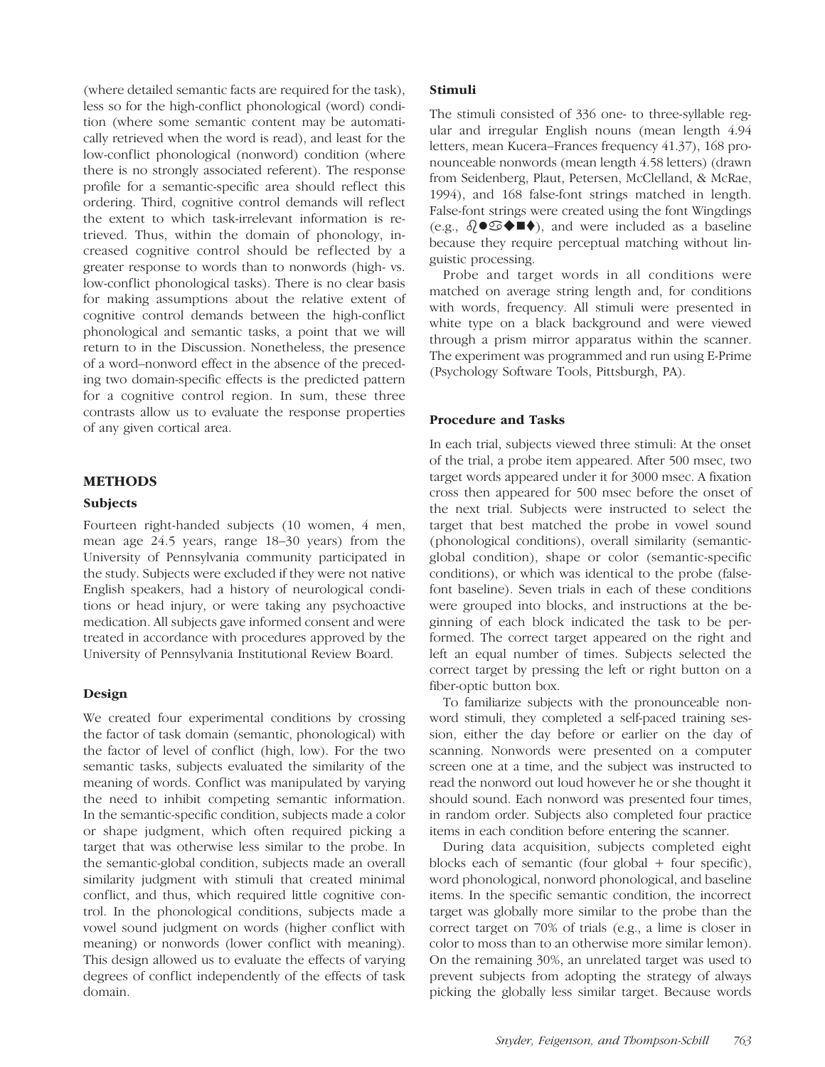(where detailed semantic facts are required for the task), less so for the high-conflict phonological (word) condition (where some semantic content may be automatically retrieved when the word is read), and least for the low-conflict phonological (nonword) condition (where there is no strongly associated referent). The response profile for a semantic-specific area should reflect this ordering. Third, cognitive control demands will reflect the extent to which task-irrelevant information is retrieved. Thus, within the domain of phonology, increased cognitive control should be reflected by a greater response to words than to nonwords (high- vs. low-conflict phonological tasks). There is no clear basis for making assumptions about the relative extent of cognitive control demands between the high-conflict phonological and semantic tasks, a point that we will return to in the Discussion. Nonetheless, the presence of a word–nonword effect in the absence of the preceding two domain-specific effects is the predicted pattern for a cognitive control region. In sum, these three contrasts allow us to evaluate the response properties of any given cortical area.

## METHODS

### Subjects

Fourteen right-handed subjects (10 women, 4 men, mean age 24.5 years, range 18–30 years) from the University of Pennsylvania community participated in the study. Subjects were excluded if they were not native English speakers, had a history of neurological conditions or head injury, or were taking any psychoactive medication. All subjects gave informed consent and were treated in accordance with procedures approved by the University of Pennsylvania Institutional Review Board.

### Design

We created four experimental conditions by crossing the factor of task domain (semantic, phonological) with the factor of level of conflict (high, low). For the two semantic tasks, subjects evaluated the similarity of the meaning of words. Conflict was manipulated by varying the need to inhibit competing semantic information. In the semantic-specific condition, subjects made a color or shape judgment, which often required picking a target that was otherwise less similar to the probe. In the semantic-global condition, subjects made an overall similarity judgment with stimuli that created minimal conflict, and thus, which required little cognitive control. In the phonological conditions, subjects made a vowel sound judgment on words (higher conflict with meaning) or nonwords (lower conflict with meaning). This design allowed us to evaluate the effects of varying degrees of conflict independently of the effects of task domain.

### Stimuli

The stimuli consisted of 336 one- to three-syllable regular and irregular English nouns (mean length 4.94 letters, mean Kucera–Frances frequency 41.37), 168 pronounceable nonwords (mean length 4.58 letters) (drawn from Seidenberg, Plaut, Petersen, McClelland, & McRae, 1994), and 168 false-font strings matched in length. False-font strings were created using the font Wingdings (e.g., ♌●♋◆■♦), and were included as a baseline because they require perceptual matching without linguistic processing.

Probe and target words in all conditions were matched on average string length and, for conditions with words, frequency. All stimuli were presented in white type on a black background and were viewed through a prism mirror apparatus within the scanner. The experiment was programmed and run using E-Prime (Psychology Software Tools, Pittsburgh, PA).

### Procedure and Tasks

In each trial, subjects viewed three stimuli: At the onset of the trial, a probe item appeared. After 500 msec, two target words appeared under it for 3000 msec. A fixation cross then appeared for 500 msec before the onset of the next trial. Subjects were instructed to select the target that best matched the probe in vowel sound (phonological conditions), overall similarity (semantic-global condition), shape or color (semantic-specific conditions), or which was identical to the probe (false-font baseline). Seven trials in each of these conditions were grouped into blocks, and instructions at the beginning of each block indicated the task to be performed. The correct target appeared on the right and left an equal number of times. Subjects selected the correct target by pressing the left or right button on a fiber-optic button box.

To familiarize subjects with the pronounceable nonword stimuli, they completed a self-paced training session, either the day before or earlier on the day of scanning. Nonwords were presented on a computer screen one at a time, and the subject was instructed to read the nonword out loud however he or she thought it should sound. Each nonword was presented four times, in random order. Subjects also completed four practice items in each condition before entering the scanner.

During data acquisition, subjects completed eight blocks each of semantic (four global + four specific), word phonological, nonword phonological, and baseline items. In the specific semantic condition, the incorrect target was globally more similar to the probe than the correct target on 70% of trials (e.g., a lime is closer in color to moss than to an otherwise more similar lemon). On the remaining 30%, an unrelated target was used to prevent subjects from adopting the strategy of always picking the globally less similar target. Because words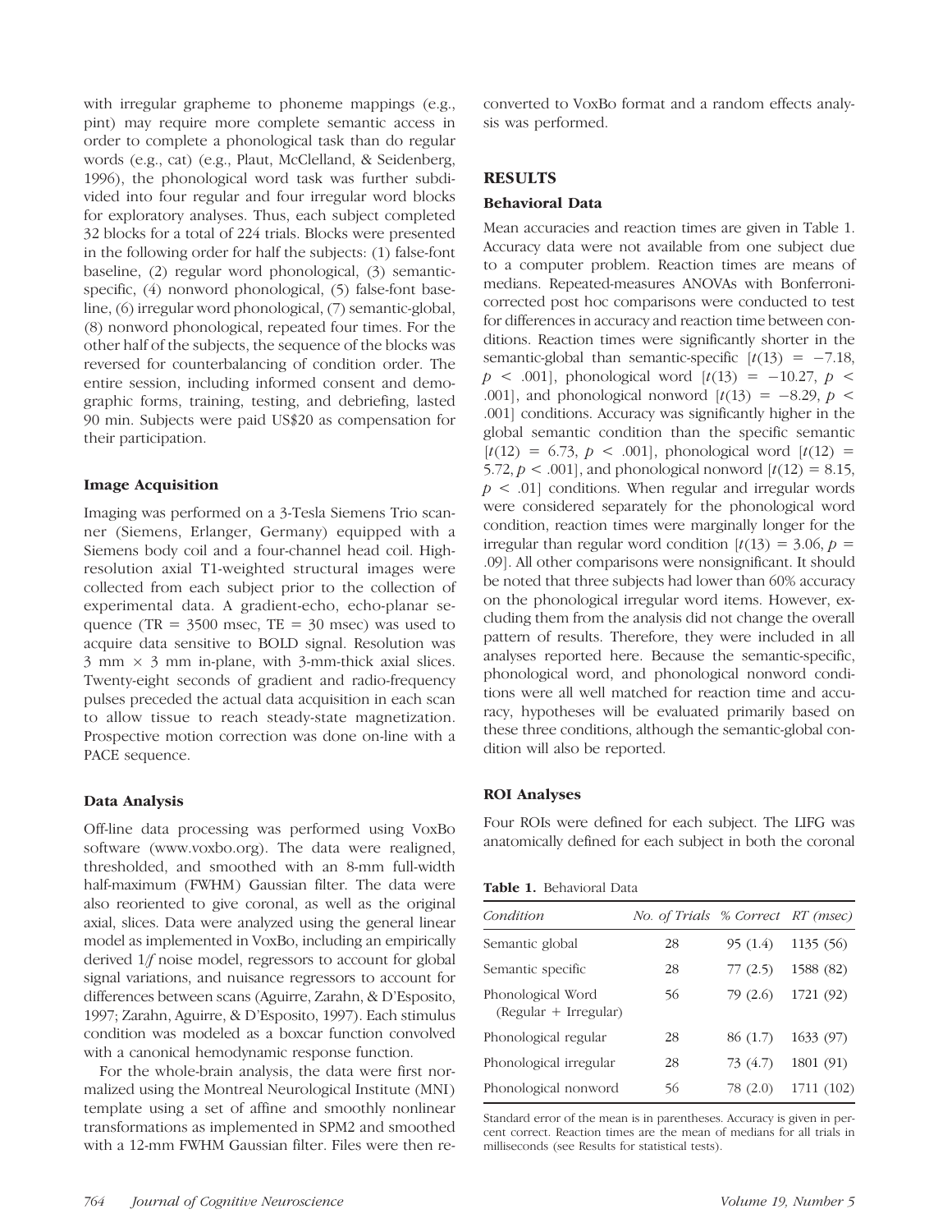with irregular grapheme to phoneme mappings (e.g., pint) may require more complete semantic access in order to complete a phonological task than do regular words (e.g., cat) (e.g., Plaut, McClelland, & Seidenberg, 1996), the phonological word task was further subdivided into four regular and four irregular word blocks for exploratory analyses. Thus, each subject completed 32 blocks for a total of 224 trials. Blocks were presented in the following order for half the subjects: (1) false-font baseline, (2) regular word phonological, (3) semantic-specific, (4) nonword phonological, (5) false-font baseline, (6) irregular word phonological, (7) semantic-global, (8) nonword phonological, repeated four times. For the other half of the subjects, the sequence of the blocks was reversed for counterbalancing of condition order. The entire session, including informed consent and demographic forms, training, testing, and debriefing, lasted 90 min. Subjects were paid US$20 as compensation for their participation.

### Image Acquisition

Imaging was performed on a 3-Tesla Siemens Trio scanner (Siemens, Erlanger, Germany) equipped with a Siemens body coil and a four-channel head coil. High-resolution axial T1-weighted structural images were collected from each subject prior to the collection of experimental data. A gradient-echo, echo-planar sequence (TR = 3500 msec, TE = 30 msec) was used to acquire data sensitive to BOLD signal. Resolution was 3 mm × 3 mm in-plane, with 3-mm-thick axial slices. Twenty-eight seconds of gradient and radio-frequency pulses preceded the actual data acquisition in each scan to allow tissue to reach steady-state magnetization. Prospective motion correction was done on-line with a PACE sequence.

### Data Analysis

Off-line data processing was performed using VoxBo software (www.voxbo.org). The data were realigned, thresholded, and smoothed with an 8-mm full-width half-maximum (FWHM) Gaussian filter. The data were also reoriented to give coronal, as well as the original axial, slices. Data were analyzed using the general linear model as implemented in VoxBo, including an empirically derived $1/f$ noise model, regressors to account for global signal variations, and nuisance regressors to account for differences between scans (Aguirre, Zarahn, & D'Esposito, 1997; Zarahn, Aguirre, & D'Esposito, 1997). Each stimulus condition was modeled as a boxcar function convolved with a canonical hemodynamic response function.

For the whole-brain analysis, the data were first normalized using the Montreal Neurological Institute (MNI) template using a set of affine and smoothly nonlinear transformations as implemented in SPM2 and smoothed with a 12-mm FWHM Gaussian filter. Files were then reconverted to VoxBo format and a random effects analysis was performed.

## RESULTS

### Behavioral Data

Mean accuracies and reaction times are given in Table 1. Accuracy data were not available from one subject due to a computer problem. Reaction times are means of medians. Repeated-measures ANOVAs with Bonferroni-corrected post hoc comparisons were conducted to test for differences in accuracy and reaction time between conditions. Reaction times were significantly shorter in the semantic-global than semantic-specific [$t(13) = -7.18$, $p < .001$], phonological word [$t(13) = -10.27$, $p < .001$], and phonological nonword [$t(13) = -8.29$, $p < .001$] conditions. Accuracy was significantly higher in the global semantic condition than the specific semantic [$t(12) = 6.73$, $p < .001$], phonological word [$t(12) = 5.72$, $p < .001$], and phonological nonword [$t(12) = 8.15$, $p < .01$] conditions. When regular and irregular words were considered separately for the phonological word condition, reaction times were marginally longer for the irregular than regular word condition [$t(13) = 3.06$, $p = .09$]. All other comparisons were nonsignificant. It should be noted that three subjects had lower than 60% accuracy on the phonological irregular word items. However, excluding them from the analysis did not change the overall pattern of results. Therefore, they were included in all analyses reported here. Because the semantic-specific, phonological word, and phonological nonword conditions were all well matched for reaction time and accuracy, hypotheses will be evaluated primarily based on these three conditions, although the semantic-global condition will also be reported.

### ROI Analyses

Four ROIs were defined for each subject. The LIFG was anatomically defined for each subject in both the coronal

**Table 1.** Behavioral Data

| *Condition* | *No. of Trials* | *% Correct* | *RT (msec)* |
|---|---|---|---|
| Semantic global | 28 | 95 (1.4) | 1135 (56) |
| Semantic specific | 28 | 77 (2.5) | 1588 (82) |
| Phonological Word (Regular + Irregular) | 56 | 79 (2.6) | 1721 (92) |
| Phonological regular | 28 | 86 (1.7) | 1633 (97) |
| Phonological irregular | 28 | 73 (4.7) | 1801 (91) |
| Phonological nonword | 56 | 78 (2.0) | 1711 (102) |

Standard error of the mean is in parentheses. Accuracy is given in percent correct. Reaction times are the mean of medians for all trials in milliseconds (see Results for statistical tests).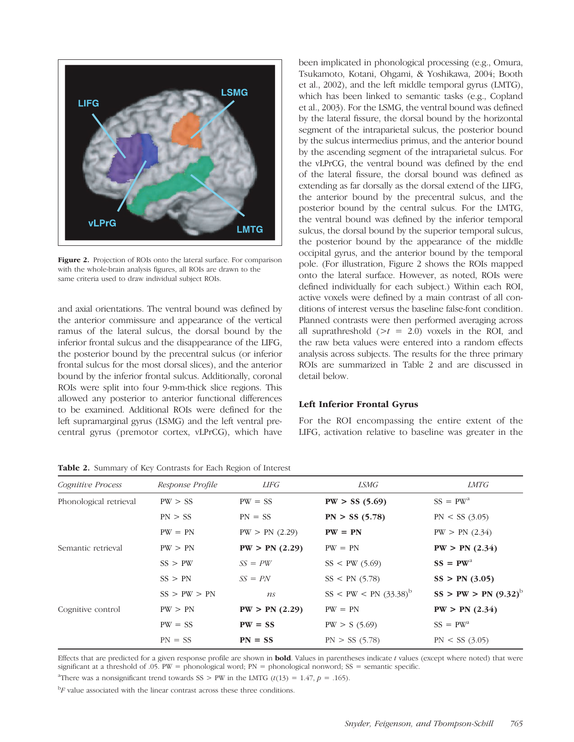Figure 2. Projection of ROIs onto the lateral surface. For comparison with the whole-brain analysis figures, all ROIs are drawn to the same criteria used to draw individual subject ROIs.

and axial orientations. The ventral bound was defined by the anterior commissure and appearance of the vertical ramus of the lateral sulcus, the dorsal bound by the inferior frontal sulcus and the disappearance of the LIFG, the posterior bound by the precentral sulcus (or inferior frontal sulcus for the most dorsal slices), and the anterior bound by the inferior frontal sulcus. Additionally, coronal ROIs were split into four 9-mm-thick slice regions. This allowed any posterior to anterior functional differences to be examined. Additional ROIs were defined for the left supramarginal gyrus (LSMG) and the left ventral precentral gyrus (premotor cortex, vLPrCG), which have been implicated in phonological processing (e.g., Omura, Tsukamoto, Kotani, Ohgami, & Yoshikawa, 2004; Booth et al., 2002), and the left middle temporal gyrus (LMTG), which has been linked to semantic tasks (e.g., Copland et al., 2003). For the LSMG, the ventral bound was defined by the lateral fissure, the dorsal bound by the horizontal segment of the intraparietal sulcus, the posterior bound by the sulcus intermedius primus, and the anterior bound by the ascending segment of the intraparietal sulcus. For the vLPrCG, the ventral bound was defined by the end of the lateral fissure, the dorsal bound was defined as extending as far dorsally as the dorsal extend of the LIFG, the anterior bound by the precentral sulcus, and the posterior bound by the central sulcus. For the LMTG, the ventral bound was defined by the inferior temporal sulcus, the dorsal bound by the superior temporal sulcus, the posterior bound by the appearance of the middle occipital gyrus, and the anterior bound by the temporal pole. (For illustration, Figure 2 shows the ROIs mapped onto the lateral surface. However, as noted, ROIs were defined individually for each subject.) Within each ROI, active voxels were defined by a main contrast of all conditions of interest versus the baseline false-font condition. Planned contrasts were then performed averaging across all suprathreshold ($>t$ = 2.0) voxels in the ROI, and the raw beta values were entered into a random effects analysis across subjects. The results for the three primary ROIs are summarized in Table 2 and are discussed in detail below.

### Left Inferior Frontal Gyrus

For the ROI encompassing the entire extent of the LIFG, activation relative to baseline was greater in the

**Table 2.** Summary of Key Contrasts for Each Region of Interest

| *Cognitive Process* | *Response Profile* | *LIFG* | *LSMG* | *LMTG* |
|---|---|---|---|---|
| Phonological retrieval | PW > SS | PW = SS | **PW > SS (5.69)** | SS = PW[a] |
| | PN > SS | PN = SS | **PN > SS (5.78)** | PN < SS (3.05) |
| | PW = PN | PW > PN (2.29) | **PW = PN** | PW > PN (2.34) |
| Semantic retrieval | PW > PN | **PW > PN (2.29)** | PW = PN | **PW > PN (2.34)** |
| | SS > PW | *SS = PW* | SS < PW (5.69) | **SS = PW**[a] |
| | SS > PN | *SS = PN* | SS < PN (5.78) | **SS > PN (3.05)** |
| | SS > PW > PN | *ns* | SS < PW < PN (33.38)[b] | **SS > PW > PN (9.32)**[b] |
| Cognitive control | PW > PN | **PW > PN (2.29)** | PW = PN | **PW > PN (2.34)** |
| | PW = SS | **PW = SS** | PW > S (5.69) | SS = PW[a] |
| | PN = SS | **PN = SS** | PN > SS (5.78) | PN < SS (3.05) |

Effects that are predicted for a given response profile are shown in **bold**. Values in parentheses indicate $t$ values (except where noted) that were significant at a threshold of .05. PW = phonological word; PN = phonological nonword; SS = semantic specific.

[a]There was a nonsignificant trend towards SS > PW in the LMTG ($t(13) = 1.47$, $p = .165$).

[b]$F$ value associated with the linear contrast across these three conditions.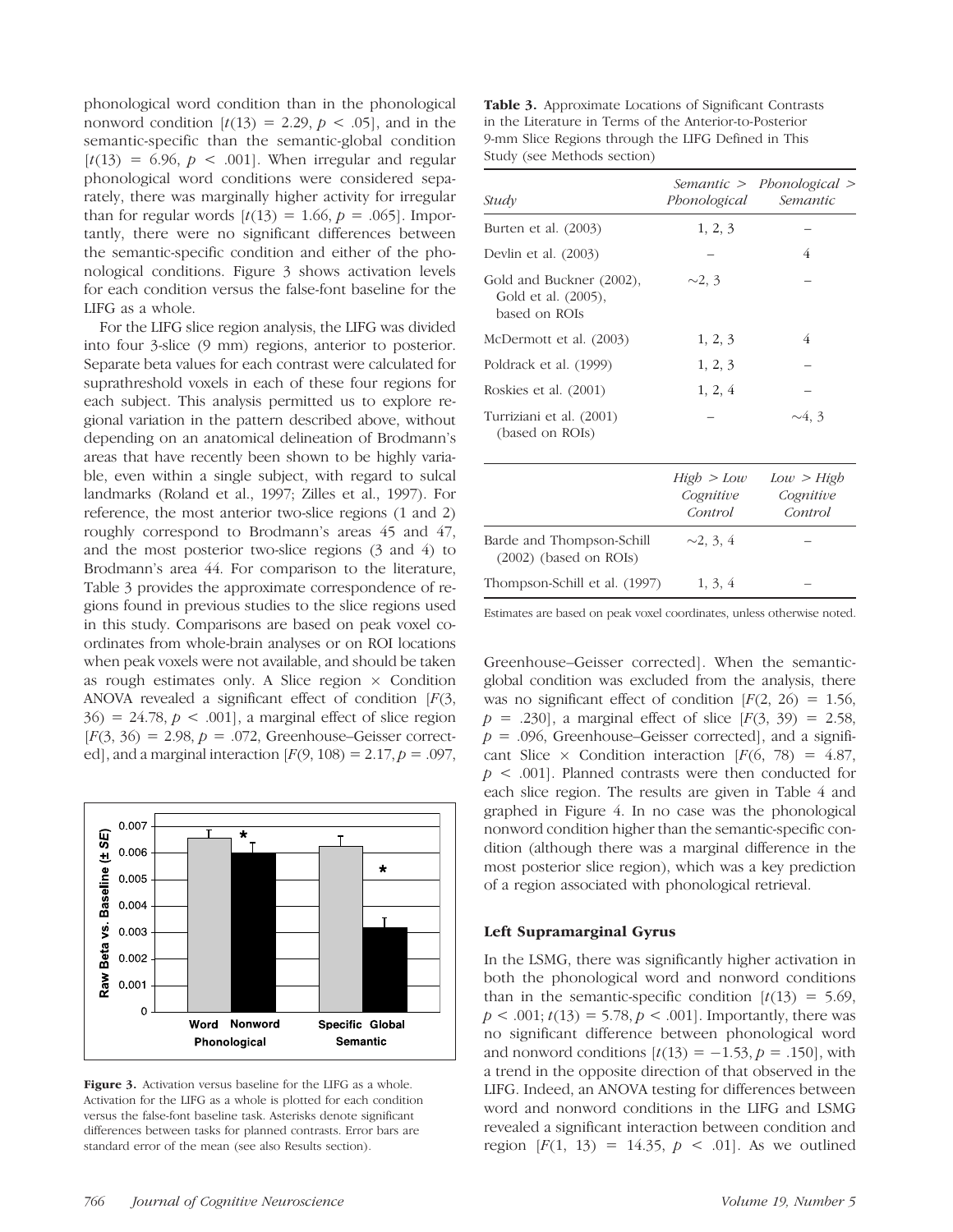phonological word condition than in the phonological nonword condition [$t(13) = 2.29$, $p < .05$], and in the semantic-specific than the semantic-global condition [$t(13) = 6.96$, $p < .001$]. When irregular and regular phonological word conditions were considered separately, there was marginally higher activity for irregular than for regular words [$t(13) = 1.66$, $p = .065$]. Importantly, there were no significant differences between the semantic-specific condition and either of the phonological conditions. Figure 3 shows activation levels for each condition versus the false-font baseline for the LIFG as a whole.

For the LIFG slice region analysis, the LIFG was divided into four 3-slice (9 mm) regions, anterior to posterior. Separate beta values for each contrast were calculated for suprathreshold voxels in each of these four regions for each subject. This analysis permitted us to explore regional variation in the pattern described above, without depending on an anatomical delineation of Brodmann's areas that have recently been shown to be highly variable, even within a single subject, with regard to sulcal landmarks (Roland et al., 1997; Zilles et al., 1997). For reference, the most anterior two-slice regions (1 and 2) roughly correspond to Brodmann's areas 45 and 47, and the most posterior two-slice regions (3 and 4) to Brodmann's area 44. For comparison to the literature, Table 3 provides the approximate correspondence of regions found in previous studies to the slice regions used in this study. Comparisons are based on peak voxel coordinates from whole-brain analyses or on ROI locations when peak voxels were not available, and should be taken as rough estimates only. A Slice region × Condition ANOVA revealed a significant effect of condition [$F(3, 36) = 24.78$, $p < .001$], a marginal effect of slice region [$F(3, 36) = 2.98$, $p = .072$, Greenhouse–Geisser corrected], and a marginal interaction [$F(9, 108) = 2.17$, $p = .097$, Greenhouse–Geisser corrected]. When the semantic-global condition was excluded from the analysis, there was no significant effect of condition [$F(2, 26) = 1.56$, $p = .230$], a marginal effect of slice [$F(3, 39) = 2.58$, $p = .096$, Greenhouse–Geisser corrected], and a significant Slice × Condition interaction [$F(6, 78) = 4.87$, $p < .001$]. Planned contrasts were then conducted for each slice region. The results are given in Table 4 and graphed in Figure 4. In no case was the phonological nonword condition higher than the semantic-specific condition (although there was a marginal difference in the most posterior slice region), which was a key prediction of a region associated with phonological retrieval.

**Table 3.** Approximate Locations of Significant Contrasts in the Literature in Terms of the Anterior-to-Posterior 9-mm Slice Regions through the LIFG Defined in This Study (see Methods section)

| *Study* | *Semantic > Phonological* | *Phonological > Semantic* |
|---|---|---|
| Burten et al. (2003) | 1, 2, 3 | – |
| Devlin et al. (2003) | – | 4 |
| Gold and Buckner (2002), Gold et al. (2005), based on ROIs | ~2, 3 | – |
| McDermott et al. (2003) | 1, 2, 3 | 4 |
| Poldrack et al. (1999) | 1, 2, 3 | – |
| Roskies et al. (2001) | 1, 2, 4 | – |
| Turriziani et al. (2001) (based on ROIs) | – | ~4, 3 |
| | *High > Low Cognitive Control* | *Low > High Cognitive Control* |
| Barde and Thompson-Schill (2002) (based on ROIs) | ~2, 3, 4 | – |
| Thompson-Schill et al. (1997) | 1, 3, 4 | – |

Estimates are based on peak voxel coordinates, unless otherwise noted.

**Figure 3.** Activation versus baseline for the LIFG as a whole. Activation for the LIFG as a whole is plotted for each condition versus the false-font baseline task. Asterisks denote significant differences between tasks for planned contrasts. Error bars are standard error of the mean (see also Results section).

### Left Supramarginal Gyrus

In the LSMG, there was significantly higher activation in both the phonological word and nonword conditions than in the semantic-specific condition [$t(13) = 5.69$, $p < .001$; $t(13) = 5.78$, $p < .001$]. Importantly, there was no significant difference between phonological word and nonword conditions [$t(13) = -1.53$, $p = .150$], with a trend in the opposite direction of that observed in the LIFG. Indeed, an ANOVA testing for differences between word and nonword conditions in the LIFG and LSMG revealed a significant interaction between condition and region [$F(1, 13) = 14.35$, $p < .01$]. As we outlined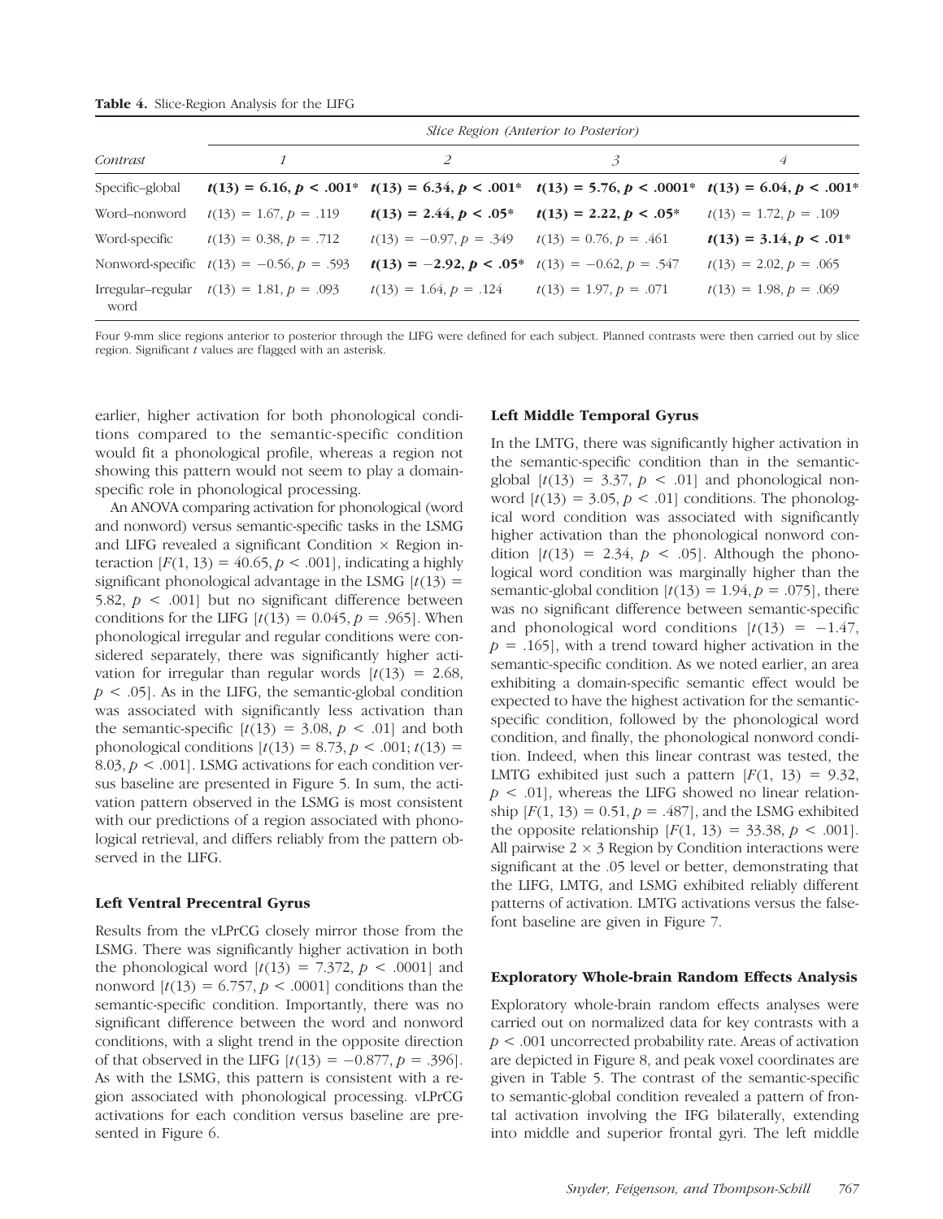**Table 4.** Slice-Region Analysis for the LIFG

| Contrast | Slice Region (Anterior to Posterior) | | | |
|---|---|---|---|---|
| | 1 | 2 | 3 | 4 |
| Specific–global | **$t(13) = 6.16, p < .001$*** | **$t(13) = 6.34, p < .001$*** | **$t(13) = 5.76, p < .0001$*** | **$t(13) = 6.04, p < .001$*** |
| Word–nonword | $t(13) = 1.67, p = .119$ | **$t(13) = 2.44, p < .05$*** | **$t(13) = 2.22, p < .05$*** | $t(13) = 1.72, p = .109$ |
| Word-specific | $t(13) = 0.38, p = .712$ | $t(13) = -0.97, p = .349$ | $t(13) = 0.76, p = .461$ | **$t(13) = 3.14, p < .01$*** |
| Nonword-specific | $t(13) = -0.56, p = .593$ | **$t(13) = -2.92, p < .05$*** | $t(13) = -0.62, p = .547$ | $t(13) = 2.02, p = .065$ |
| Irregular–regular word | $t(13) = 1.81, p = .093$ | $t(13) = 1.64, p = .124$ | $t(13) = 1.97, p = .071$ | $t(13) = 1.98, p = .069$ |

Four 9-mm slice regions anterior to posterior through the LIFG were defined for each subject. Planned contrasts were then carried out by slice region. Significant $t$ values are flagged with an asterisk.

earlier, higher activation for both phonological conditions compared to the semantic-specific condition would fit a phonological profile, whereas a region not showing this pattern would not seem to play a domain-specific role in phonological processing.

An ANOVA comparing activation for phonological (word and nonword) versus semantic-specific tasks in the LSMG and LIFG revealed a significant Condition × Region interaction [$F(1, 13) = 40.65, p < .001$], indicating a highly significant phonological advantage in the LSMG [$t(13) = 5.82$, $p < .001$] but no significant difference between conditions for the LIFG [$t(13) = 0.045, p = .965$]. When phonological irregular and regular conditions were considered separately, there was significantly higher activation for irregular than regular words [$t(13) = 2.68$, $p < .05$]. As in the LIFG, the semantic-global condition was associated with significantly less activation than the semantic-specific [$t(13) = 3.08, p < .01$] and both phonological conditions [$t(13) = 8.73, p < .001$; $t(13) = 8.03, p < .001$]. LSMG activations for each condition versus baseline are presented in Figure 5. In sum, the activation pattern observed in the LSMG is most consistent with our predictions of a region associated with phonological retrieval, and differs reliably from the pattern observed in the LIFG.

### Left Ventral Precentral Gyrus

Results from the vLPrCG closely mirror those from the LSMG. There was significantly higher activation in both the phonological word [$t(13) = 7.372, p < .0001$] and nonword [$t(13) = 6.757, p < .0001$] conditions than the semantic-specific condition. Importantly, there was no significant difference between the word and nonword conditions, with a slight trend in the opposite direction of that observed in the LIFG [$t(13) = -0.877, p = .396$]. As with the LSMG, this pattern is consistent with a region associated with phonological processing. vLPrCG activations for each condition versus baseline are presented in Figure 6.

### Left Middle Temporal Gyrus

In the LMTG, there was significantly higher activation in the semantic-specific condition than in the semantic-global [$t(13) = 3.37$, $p < .01$] and phonological nonword [$t(13) = 3.05, p < .01$] conditions. The phonological word condition was associated with significantly higher activation than the phonological nonword condition [$t(13) = 2.34$, $p < .05$]. Although the phonological word condition was marginally higher than the semantic-global condition [$t(13) = 1.94, p = .075$], there was no significant difference between semantic-specific and phonological word conditions [$t(13) = -1.47$, $p = .165$], with a trend toward higher activation in the semantic-specific condition. As we noted earlier, an area exhibiting a domain-specific semantic effect would be expected to have the highest activation for the semantic-specific condition, followed by the phonological word condition, and finally, the phonological nonword condition. Indeed, when this linear contrast was tested, the LMTG exhibited just such a pattern [$F(1, 13) = 9.32$, $p < .01$], whereas the LIFG showed no linear relationship [$F(1, 13) = 0.51, p = .487$], and the LSMG exhibited the opposite relationship [$F(1, 13) = 33.38, p < .001$]. All pairwise 2 × 3 Region by Condition interactions were significant at the .05 level or better, demonstrating that the LIFG, LMTG, and LSMG exhibited reliably different patterns of activation. LMTG activations versus the false-font baseline are given in Figure 7.

### Exploratory Whole-brain Random Effects Analysis

Exploratory whole-brain random effects analyses were carried out on normalized data for key contrasts with a $p < .001$ uncorrected probability rate. Areas of activation are depicted in Figure 8, and peak voxel coordinates are given in Table 5. The contrast of the semantic-specific to semantic-global condition revealed a pattern of frontal activation involving the IFG bilaterally, extending into middle and superior frontal gyri. The left middle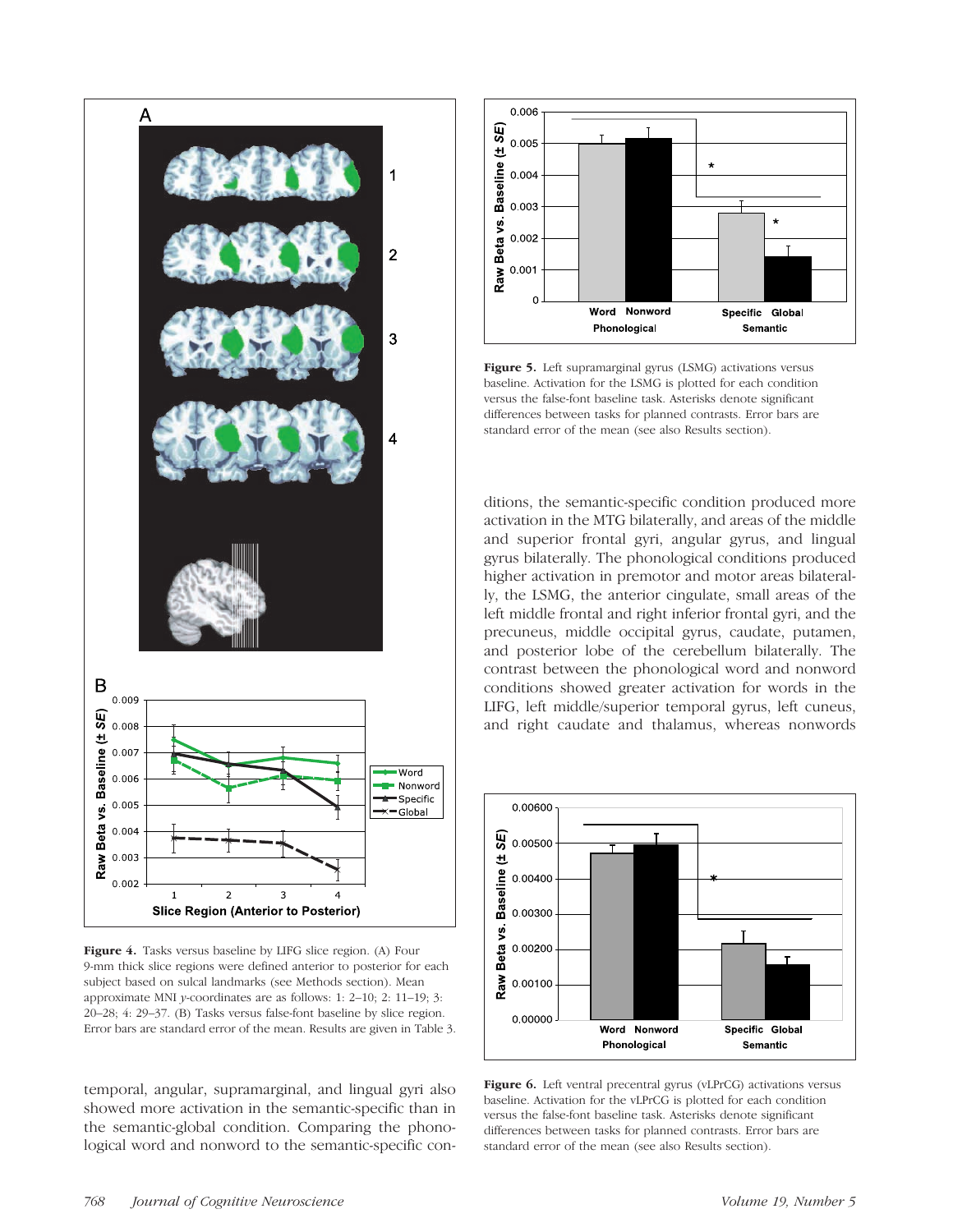**Figure 4.** Tasks versus baseline by LIFG slice region. (A) Four 9-mm thick slice regions were defined anterior to posterior for each subject based on sulcal landmarks (see Methods section). Mean approximate MNI *y*-coordinates are as follows: 1: 2–10; 2: 11–19; 3: 20–28; 4: 29–37. (B) Tasks versus false-font baseline by slice region. Error bars are standard error of the mean. Results are given in Table 3.

temporal, angular, supramarginal, and lingual gyri also showed more activation in the semantic-specific than in the semantic-global condition. Comparing the phonological word and nonword to the semantic-specific conditions, the semantic-specific condition produced more activation in the MTG bilaterally, and areas of the middle and superior frontal gyri, angular gyrus, and lingual gyrus bilaterally. The phonological conditions produced higher activation in premotor and motor areas bilaterally, the LSMG, the anterior cingulate, small areas of the left middle frontal and right inferior frontal gyri, and the precuneus, middle occipital gyrus, caudate, putamen, and posterior lobe of the cerebellum bilaterally. The contrast between the phonological word and nonword conditions showed greater activation for words in the LIFG, left middle/superior temporal gyrus, left cuneus, and right caudate and thalamus, whereas nonwords

**Figure 5.** Left supramarginal gyrus (LSMG) activations versus baseline. Activation for the LSMG is plotted for each condition versus the false-font baseline task. Asterisks denote significant differences between tasks for planned contrasts. Error bars are standard error of the mean (see also Results section).

**Figure 6.** Left ventral precentral gyrus (vLPrCG) activations versus baseline. Activation for the vLPrCG is plotted for each condition versus the false-font baseline task. Asterisks denote significant differences between tasks for planned contrasts. Error bars are standard error of the mean (see also Results section).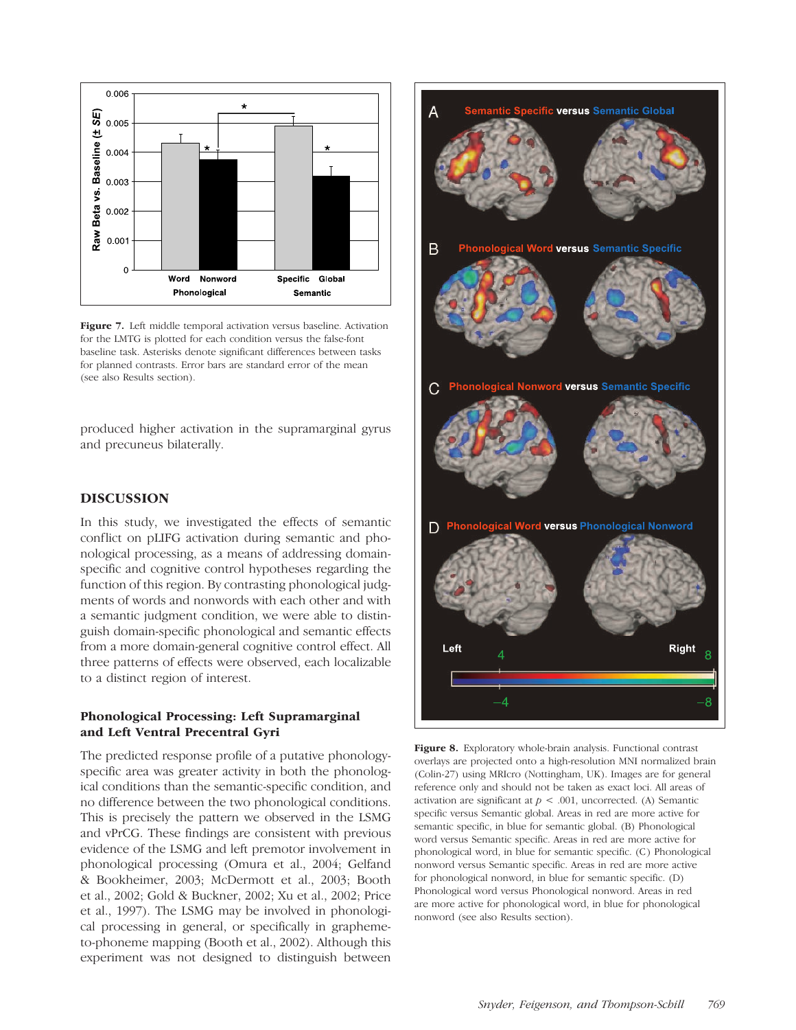Figure 7. Left middle temporal activation versus baseline. Activation for the LMTG is plotted for each condition versus the false-font baseline task. Asterisks denote significant differences between tasks for planned contrasts. Error bars are standard error of the mean (see also Results section).

produced higher activation in the supramarginal gyrus and precuneus bilaterally.

## DISCUSSION

In this study, we investigated the effects of semantic conflict on pLIFG activation during semantic and phonological processing, as a means of addressing domain-specific and cognitive control hypotheses regarding the function of this region. By contrasting phonological judgments of words and nonwords with each other and with a semantic judgment condition, we were able to distinguish domain-specific phonological and semantic effects from a more domain-general cognitive control effect. All three patterns of effects were observed, each localizable to a distinct region of interest.

### Phonological Processing: Left Supramarginal and Left Ventral Precentral Gyri

The predicted response profile of a putative phonology-specific area was greater activity in both the phonological conditions than the semantic-specific condition, and no difference between the two phonological conditions. This is precisely the pattern we observed in the LSMG and vPrCG. These findings are consistent with previous evidence of the LSMG and left premotor involvement in phonological processing (Omura et al., 2004; Gelfand & Bookheimer, 2003; McDermott et al., 2003; Booth et al., 2002; Gold & Buckner, 2002; Xu et al., 2002; Price et al., 1997). The LSMG may be involved in phonological processing in general, or specifically in grapheme-to-phoneme mapping (Booth et al., 2002). Although this experiment was not designed to distinguish between

Figure 8. Exploratory whole-brain analysis. Functional contrast overlays are projected onto a high-resolution MNI normalized brain (Colin-27) using MRIcro (Nottingham, UK). Images are for general reference only and should not be taken as exact loci. All areas of activation are significant at $p < .001$, uncorrected. (A) Semantic specific versus Semantic global. Areas in red are more active for semantic specific, in blue for semantic global. (B) Phonological word versus Semantic specific. Areas in red are more active for phonological word, in blue for semantic specific. (C) Phonological nonword versus Semantic specific. Areas in red are more active for phonological nonword, in blue for semantic specific. (D) Phonological word versus Phonological nonword. Areas in red are more active for phonological word, in blue for phonological nonword (see also Results section).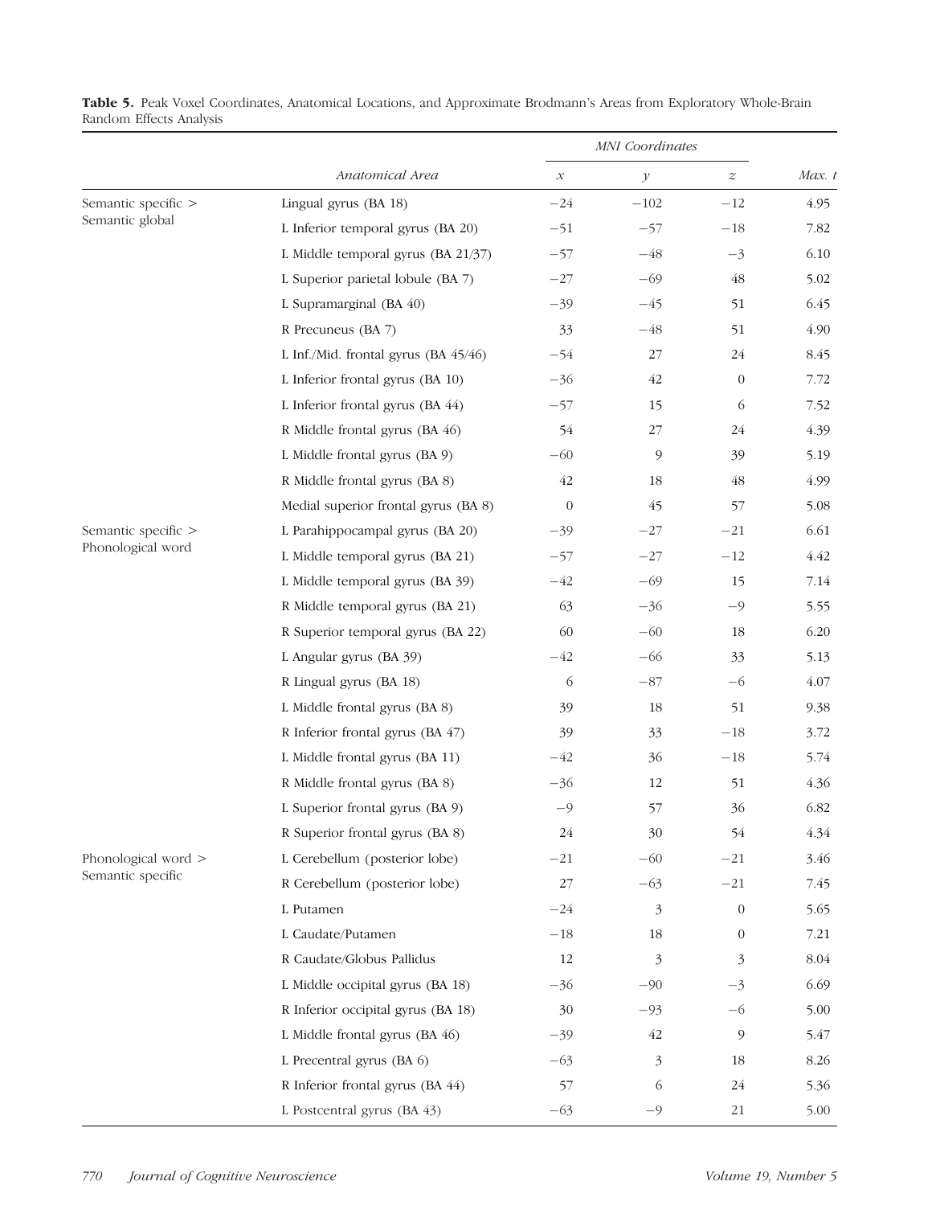**Table 5.** Peak Voxel Coordinates, Anatomical Locations, and Approximate Brodmann's Areas from Exploratory Whole-Brain Random Effects Analysis

| | *Anatomical Area* | *MNI Coordinates* | | | *Max. t* |
|---|---|---|---|---|---|
| | | *x* | *y* | *z* | |
| Semantic specific > Semantic global | Lingual gyrus (BA 18) | −24 | −102 | −12 | 4.95 |
| | L Inferior temporal gyrus (BA 20) | −51 | −57 | −18 | 7.82 |
| | L Middle temporal gyrus (BA 21/37) | −57 | −48 | −3 | 6.10 |
| | L Superior parietal lobule (BA 7) | −27 | −69 | 48 | 5.02 |
| | L Supramarginal (BA 40) | −39 | −45 | 51 | 6.45 |
| | R Precuneus (BA 7) | 33 | −48 | 51 | 4.90 |
| | L Inf./Mid. frontal gyrus (BA 45/46) | −54 | 27 | 24 | 8.45 |
| | L Inferior frontal gyrus (BA 10) | −36 | 42 | 0 | 7.72 |
| | L Inferior frontal gyrus (BA 44) | −57 | 15 | 6 | 7.52 |
| | R Middle frontal gyrus (BA 46) | 54 | 27 | 24 | 4.39 |
| | L Middle frontal gyrus (BA 9) | −60 | 9 | 39 | 5.19 |
| | R Middle frontal gyrus (BA 8) | 42 | 18 | 48 | 4.99 |
| | Medial superior frontal gyrus (BA 8) | 0 | 45 | 57 | 5.08 |
| Semantic specific > Phonological word | L Parahippocampal gyrus (BA 20) | −39 | −27 | −21 | 6.61 |
| | L Middle temporal gyrus (BA 21) | −57 | −27 | −12 | 4.42 |
| | L Middle temporal gyrus (BA 39) | −42 | −69 | 15 | 7.14 |
| | R Middle temporal gyrus (BA 21) | 63 | −36 | −9 | 5.55 |
| | R Superior temporal gyrus (BA 22) | 60 | −60 | 18 | 6.20 |
| | L Angular gyrus (BA 39) | −42 | −66 | 33 | 5.13 |
| | R Lingual gyrus (BA 18) | 6 | −87 | −6 | 4.07 |
| | L Middle frontal gyrus (BA 8) | 39 | 18 | 51 | 9.38 |
| | R Inferior frontal gyrus (BA 47) | 39 | 33 | −18 | 3.72 |
| | L Middle frontal gyrus (BA 11) | −42 | 36 | −18 | 5.74 |
| | R Middle frontal gyrus (BA 8) | −36 | 12 | 51 | 4.36 |
| | L Superior frontal gyrus (BA 9) | −9 | 57 | 36 | 6.82 |
| | R Superior frontal gyrus (BA 8) | 24 | 30 | 54 | 4.34 |
| Phonological word > Semantic specific | L Cerebellum (posterior lobe) | −21 | −60 | −21 | 3.46 |
| | R Cerebellum (posterior lobe) | 27 | −63 | −21 | 7.45 |
| | L Putamen | −24 | 3 | 0 | 5.65 |
| | L Caudate/Putamen | −18 | 18 | 0 | 7.21 |
| | R Caudate/Globus Pallidus | 12 | 3 | 3 | 8.04 |
| | L Middle occipital gyrus (BA 18) | −36 | −90 | −3 | 6.69 |
| | R Inferior occipital gyrus (BA 18) | 30 | −93 | −6 | 5.00 |
| | L Middle frontal gyrus (BA 46) | −39 | 42 | 9 | 5.47 |
| | L Precentral gyrus (BA 6) | −63 | 3 | 18 | 8.26 |
| | R Inferior frontal gyrus (BA 44) | 57 | 6 | 24 | 5.36 |
| | L Postcentral gyrus (BA 43) | −63 | −9 | 21 | 5.00 |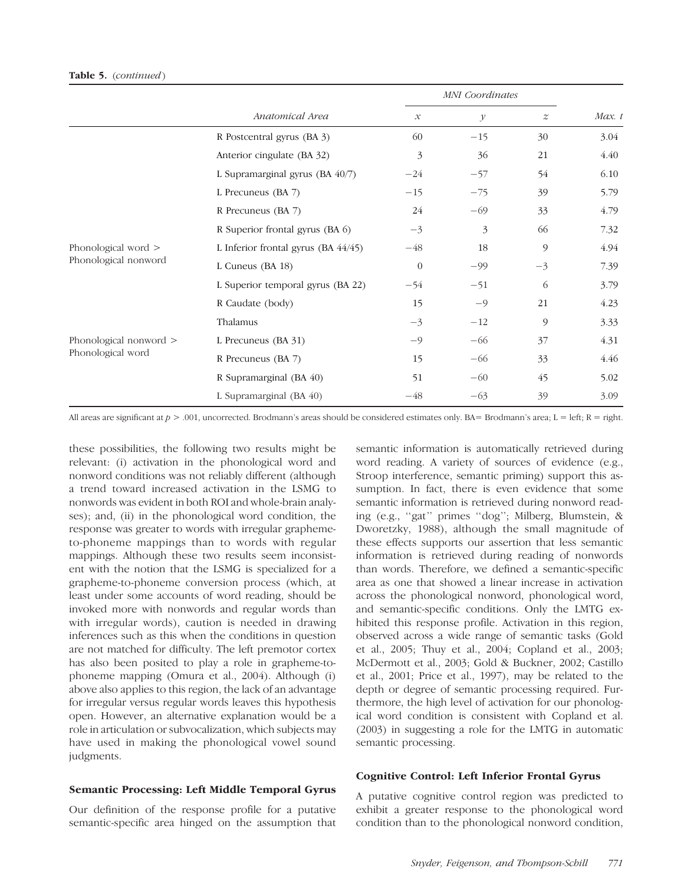**Table 5.** (*continued*)

| | Anatomical Area | MNI Coordinates | | | Max. t |
|---|---|---|---|---|---|
| | | x | y | z | |
| | R Postcentral gyrus (BA 3) | 60 | −15 | 30 | 3.04 |
| | Anterior cingulate (BA 32) | 3 | 36 | 21 | 4.40 |
| | L Supramarginal gyrus (BA 40/7) | −24 | −57 | 54 | 6.10 |
| | L Precuneus (BA 7) | −15 | −75 | 39 | 5.79 |
| | R Precuneus (BA 7) | 24 | −69 | 33 | 4.79 |
| | R Superior frontal gyrus (BA 6) | −3 | 3 | 66 | 7.32 |
| Phonological word > Phonological nonword | L Inferior frontal gyrus (BA 44/45) | −48 | 18 | 9 | 4.94 |
| | L Cuneus (BA 18) | 0 | −99 | −3 | 7.39 |
| | L Superior temporal gyrus (BA 22) | −54 | −51 | 6 | 3.79 |
| | R Caudate (body) | 15 | −9 | 21 | 4.23 |
| | Thalamus | −3 | −12 | 9 | 3.33 |
| Phonological nonword > Phonological word | L Precuneus (BA 31) | −9 | −66 | 37 | 4.31 |
| | R Precuneus (BA 7) | 15 | −66 | 33 | 4.46 |
| | R Supramarginal (BA 40) | 51 | −60 | 45 | 5.02 |
| | L Supramarginal (BA 40) | −48 | −63 | 39 | 3.09 |

All areas are significant at $p > .001$, uncorrected. Brodmann's areas should be considered estimates only. BA= Brodmann's area; L = left; R = right.

these possibilities, the following two results might be relevant: (i) activation in the phonological word and nonword conditions was not reliably different (although a trend toward increased activation in the LSMG to nonwords was evident in both ROI and whole-brain analyses); and, (ii) in the phonological word condition, the response was greater to words with irregular grapheme-to-phoneme mappings than to words with regular mappings. Although these two results seem inconsistent with the notion that the LSMG is specialized for a grapheme-to-phoneme conversion process (which, at least under some accounts of word reading, should be invoked more with nonwords and regular words than with irregular words), caution is needed in drawing inferences such as this when the conditions in question are not matched for difficulty. The left premotor cortex has also been posited to play a role in grapheme-to-phoneme mapping (Omura et al., 2004). Although (i) above also applies to this region, the lack of an advantage for irregular versus regular words leaves this hypothesis open. However, an alternative explanation would be a role in articulation or subvocalization, which subjects may have used in making the phonological vowel sound judgments.

### Semantic Processing: Left Middle Temporal Gyrus

Our definition of the response profile for a putative semantic-specific area hinged on the assumption that semantic information is automatically retrieved during word reading. A variety of sources of evidence (e.g., Stroop interference, semantic priming) support this assumption. In fact, there is even evidence that some semantic information is retrieved during nonword reading (e.g., ''gat'' primes ''dog''; Milberg, Blumstein, & Dworetzky, 1988), although the small magnitude of these effects supports our assertion that less semantic information is retrieved during reading of nonwords than words. Therefore, we defined a semantic-specific area as one that showed a linear increase in activation across the phonological nonword, phonological word, and semantic-specific conditions. Only the LMTG exhibited this response profile. Activation in this region, observed across a wide range of semantic tasks (Gold et al., 2005; Thuy et al., 2004; Copland et al., 2003; McDermott et al., 2003; Gold & Buckner, 2002; Castillo et al., 2001; Price et al., 1997), may be related to the depth or degree of semantic processing required. Furthermore, the high level of activation for our phonological word condition is consistent with Copland et al. (2003) in suggesting a role for the LMTG in automatic semantic processing.

### Cognitive Control: Left Inferior Frontal Gyrus

A putative cognitive control region was predicted to exhibit a greater response to the phonological word condition than to the phonological nonword condition,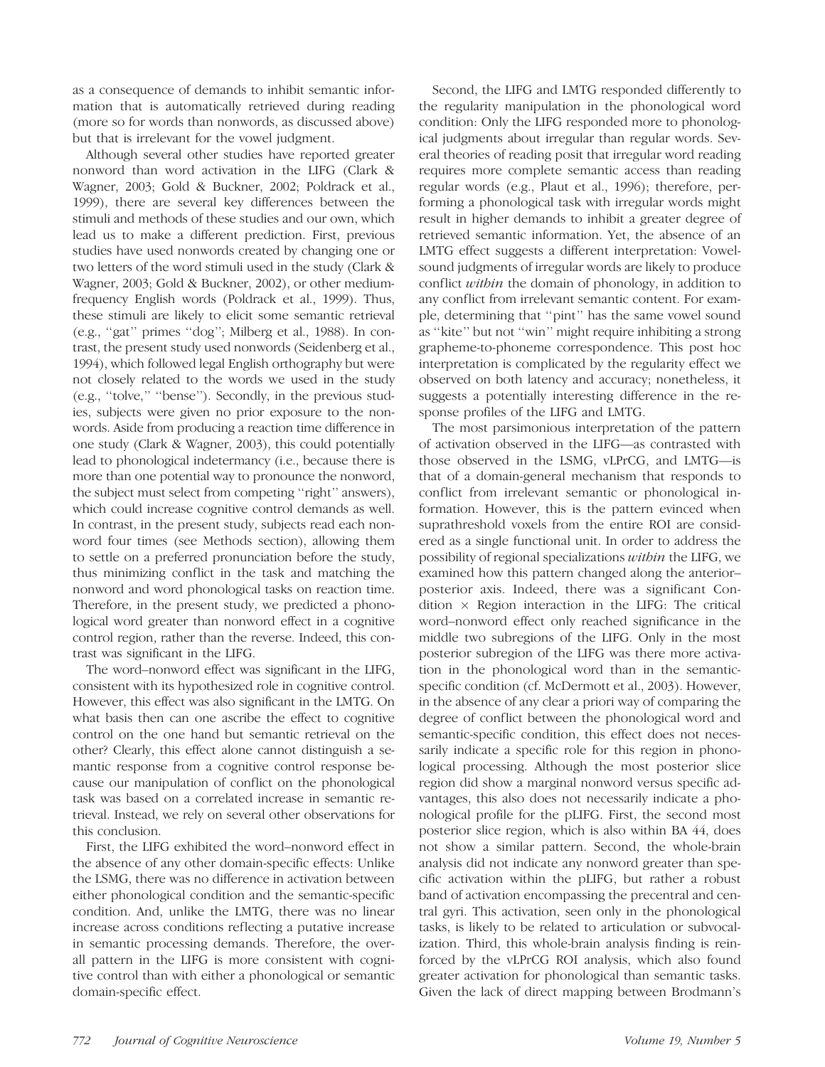as a consequence of demands to inhibit semantic information that is automatically retrieved during reading (more so for words than nonwords, as discussed above) but that is irrelevant for the vowel judgment.

Although several other studies have reported greater nonword than word activation in the LIFG (Clark & Wagner, 2003; Gold & Buckner, 2002; Poldrack et al., 1999), there are several key differences between the stimuli and methods of these studies and our own, which lead us to make a different prediction. First, previous studies have used nonwords created by changing one or two letters of the word stimuli used in the study (Clark & Wagner, 2003; Gold & Buckner, 2002), or other medium-frequency English words (Poldrack et al., 1999). Thus, these stimuli are likely to elicit some semantic retrieval (e.g., ''gat'' primes ''dog''; Milberg et al., 1988). In contrast, the present study used nonwords (Seidenberg et al., 1994), which followed legal English orthography but were not closely related to the words we used in the study (e.g., ''tolve,'' ''bense''). Secondly, in the previous studies, subjects were given no prior exposure to the nonwords. Aside from producing a reaction time difference in one study (Clark & Wagner, 2003), this could potentially lead to phonological indetermancy (i.e., because there is more than one potential way to pronounce the nonword, the subject must select from competing ''right'' answers), which could increase cognitive control demands as well. In contrast, in the present study, subjects read each nonword four times (see Methods section), allowing them to settle on a preferred pronunciation before the study, thus minimizing conflict in the task and matching the nonword and word phonological tasks on reaction time. Therefore, in the present study, we predicted a phonological word greater than nonword effect in a cognitive control region, rather than the reverse. Indeed, this contrast was significant in the LIFG.

The word–nonword effect was significant in the LIFG, consistent with its hypothesized role in cognitive control. However, this effect was also significant in the LMTG. On what basis then can one ascribe the effect to cognitive control on the one hand but semantic retrieval on the other? Clearly, this effect alone cannot distinguish a semantic response from a cognitive control response because our manipulation of conflict on the phonological task was based on a correlated increase in semantic retrieval. Instead, we rely on several other observations for this conclusion.

First, the LIFG exhibited the word–nonword effect in the absence of any other domain-specific effects: Unlike the LSMG, there was no difference in activation between either phonological condition and the semantic-specific condition. And, unlike the LMTG, there was no linear increase across conditions reflecting a putative increase in semantic processing demands. Therefore, the overall pattern in the LIFG is more consistent with cognitive control than with either a phonological or semantic domain-specific effect.

Second, the LIFG and LMTG responded differently to the regularity manipulation in the phonological word condition: Only the LIFG responded more to phonological judgments about irregular than regular words. Several theories of reading posit that irregular word reading requires more complete semantic access than reading regular words (e.g., Plaut et al., 1996); therefore, performing a phonological task with irregular words might result in higher demands to inhibit a greater degree of retrieved semantic information. Yet, the absence of an LMTG effect suggests a different interpretation: Vowel-sound judgments of irregular words are likely to produce conflict *within* the domain of phonology, in addition to any conflict from irrelevant semantic content. For example, determining that ''pint'' has the same vowel sound as ''kite'' but not ''win'' might require inhibiting a strong grapheme-to-phoneme correspondence. This post hoc interpretation is complicated by the regularity effect we observed on both latency and accuracy; nonetheless, it suggests a potentially interesting difference in the response profiles of the LIFG and LMTG.

The most parsimonious interpretation of the pattern of activation observed in the LIFG—as contrasted with those observed in the LSMG, vLPrCG, and LMTG—is that of a domain-general mechanism that responds to conflict from irrelevant semantic or phonological information. However, this is the pattern evinced when suprathreshold voxels from the entire ROI are considered as a single functional unit. In order to address the possibility of regional specializations *within* the LIFG, we examined how this pattern changed along the anterior–posterior axis. Indeed, there was a significant Condition × Region interaction in the LIFG: The critical word–nonword effect only reached significance in the middle two subregions of the LIFG. Only in the most posterior subregion of the LIFG was there more activation in the phonological word than in the semantic-specific condition (cf. McDermott et al., 2003). However, in the absence of any clear a priori way of comparing the degree of conflict between the phonological word and semantic-specific condition, this effect does not necessarily indicate a specific role for this region in phonological processing. Although the most posterior slice region did show a marginal nonword versus specific advantages, this also does not necessarily indicate a phonological profile for the pLIFG. First, the second most posterior slice region, which is also within BA 44, does not show a similar pattern. Second, the whole-brain analysis did not indicate any nonword greater than specific activation within the pLIFG, but rather a robust band of activation encompassing the precentral and central gyri. This activation, seen only in the phonological tasks, is likely to be related to articulation or subvocalization. Third, this whole-brain analysis finding is reinforced by the vLPrCG ROI analysis, which also found greater activation for phonological than semantic tasks. Given the lack of direct mapping between Brodmann's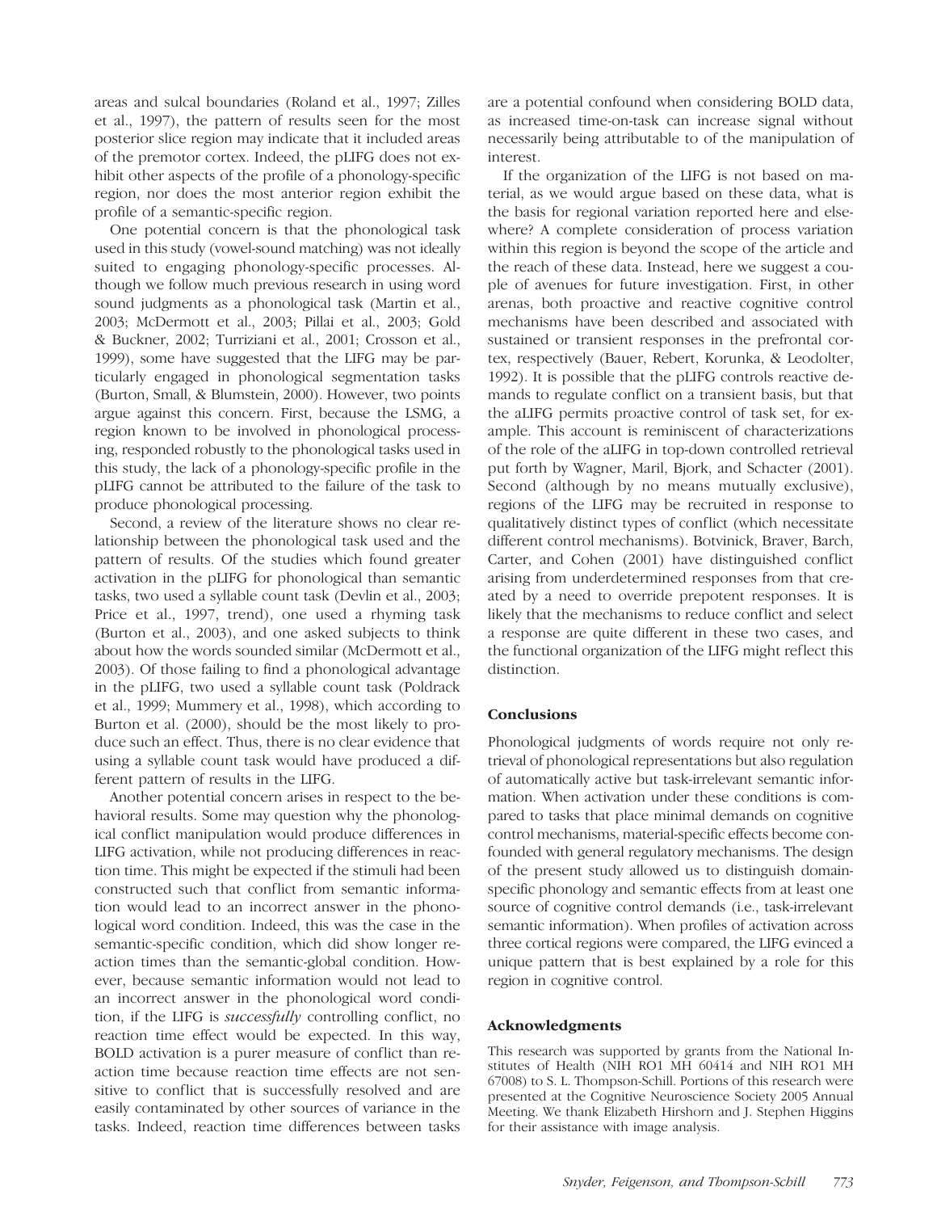areas and sulcal boundaries (Roland et al., 1997; Zilles et al., 1997), the pattern of results seen for the most posterior slice region may indicate that it included areas of the premotor cortex. Indeed, the pLIFG does not exhibit other aspects of the profile of a phonology-specific region, nor does the most anterior region exhibit the profile of a semantic-specific region.

One potential concern is that the phonological task used in this study (vowel-sound matching) was not ideally suited to engaging phonology-specific processes. Although we follow much previous research in using word sound judgments as a phonological task (Martin et al., 2003; McDermott et al., 2003; Pillai et al., 2003; Gold & Buckner, 2002; Turriziani et al., 2001; Crosson et al., 1999), some have suggested that the LIFG may be particularly engaged in phonological segmentation tasks (Burton, Small, & Blumstein, 2000). However, two points argue against this concern. First, because the LSMG, a region known to be involved in phonological processing, responded robustly to the phonological tasks used in this study, the lack of a phonology-specific profile in the pLIFG cannot be attributed to the failure of the task to produce phonological processing.

Second, a review of the literature shows no clear relationship between the phonological task used and the pattern of results. Of the studies which found greater activation in the pLIFG for phonological than semantic tasks, two used a syllable count task (Devlin et al., 2003; Price et al., 1997, trend), one used a rhyming task (Burton et al., 2003), and one asked subjects to think about how the words sounded similar (McDermott et al., 2003). Of those failing to find a phonological advantage in the pLIFG, two used a syllable count task (Poldrack et al., 1999; Mummery et al., 1998), which according to Burton et al. (2000), should be the most likely to produce such an effect. Thus, there is no clear evidence that using a syllable count task would have produced a different pattern of results in the LIFG.

Another potential concern arises in respect to the behavioral results. Some may question why the phonological conflict manipulation would produce differences in LIFG activation, while not producing differences in reaction time. This might be expected if the stimuli had been constructed such that conflict from semantic information would lead to an incorrect answer in the phonological word condition. Indeed, this was the case in the semantic-specific condition, which did show longer reaction times than the semantic-global condition. However, because semantic information would not lead to an incorrect answer in the phonological word condition, if the LIFG is *successfully* controlling conflict, no reaction time effect would be expected. In this way, BOLD activation is a purer measure of conflict than reaction time because reaction time effects are not sensitive to conflict that is successfully resolved and are easily contaminated by other sources of variance in the tasks. Indeed, reaction time differences between tasks are a potential confound when considering BOLD data, as increased time-on-task can increase signal without necessarily being attributable to of the manipulation of interest.

If the organization of the LIFG is not based on material, as we would argue based on these data, what is the basis for regional variation reported here and elsewhere? A complete consideration of process variation within this region is beyond the scope of the article and the reach of these data. Instead, here we suggest a couple of avenues for future investigation. First, in other arenas, both proactive and reactive cognitive control mechanisms have been described and associated with sustained or transient responses in the prefrontal cortex, respectively (Bauer, Rebert, Korunka, & Leodolter, 1992). It is possible that the pLIFG controls reactive demands to regulate conflict on a transient basis, but that the aLIFG permits proactive control of task set, for example. This account is reminiscent of characterizations of the role of the aLIFG in top-down controlled retrieval put forth by Wagner, Maril, Bjork, and Schacter (2001). Second (although by no means mutually exclusive), regions of the LIFG may be recruited in response to qualitatively distinct types of conflict (which necessitate different control mechanisms). Botvinick, Braver, Barch, Carter, and Cohen (2001) have distinguished conflict arising from underdetermined responses from that created by a need to override prepotent responses. It is likely that the mechanisms to reduce conflict and select a response are quite different in these two cases, and the functional organization of the LIFG might reflect this distinction.

## Conclusions

Phonological judgments of words require not only retrieval of phonological representations but also regulation of automatically active but task-irrelevant semantic information. When activation under these conditions is compared to tasks that place minimal demands on cognitive control mechanisms, material-specific effects become confounded with general regulatory mechanisms. The design of the present study allowed us to distinguish domain-specific phonology and semantic effects from at least one source of cognitive control demands (i.e., task-irrelevant semantic information). When profiles of activation across three cortical regions were compared, the LIFG evinced a unique pattern that is best explained by a role for this region in cognitive control.

## Acknowledgments

This research was supported by grants from the National Institutes of Health (NIH RO1 MH 60414 and NIH RO1 MH 67008) to S. L. Thompson-Schill. Portions of this research were presented at the Cognitive Neuroscience Society 2005 Annual Meeting. We thank Elizabeth Hirshorn and J. Stephen Higgins for their assistance with image analysis.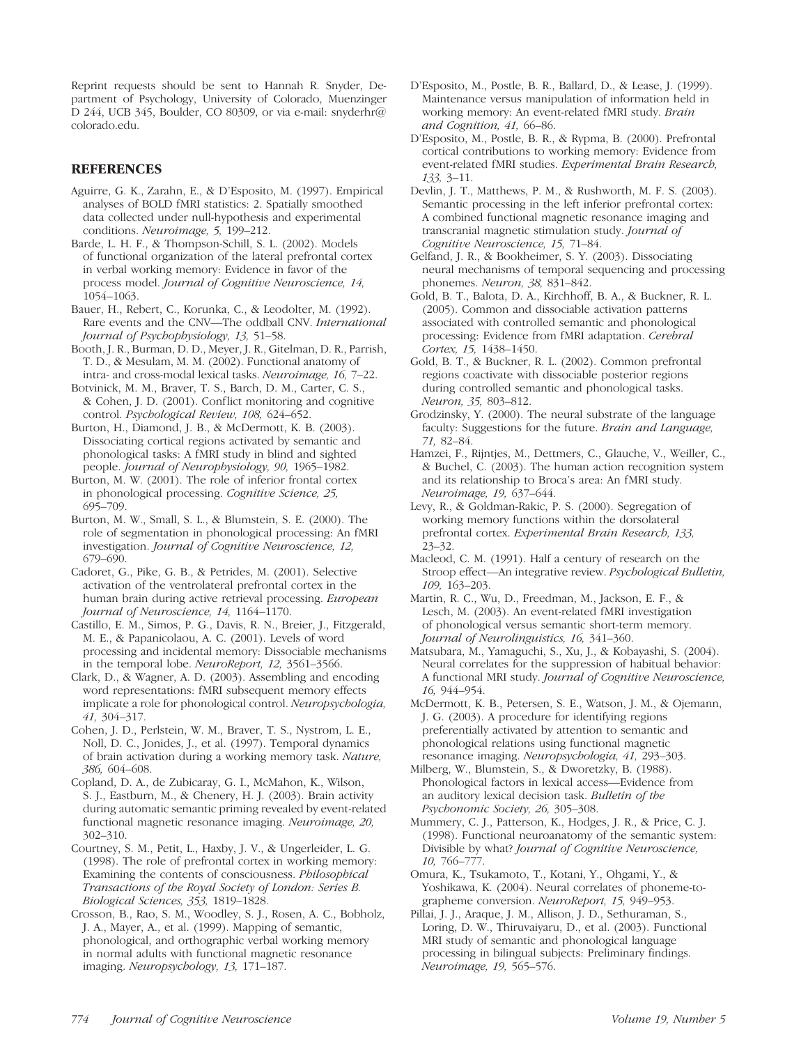Reprint requests should be sent to Hannah R. Snyder, Department of Psychology, University of Colorado, Muenzinger D 244, UCB 345, Boulder, CO 80309, or via e-mail: snyderhr@colorado.edu.

## REFERENCES

Aguirre, G. K., Zarahn, E., & D'Esposito, M. (1997). Empirical analyses of BOLD fMRI statistics: 2. Spatially smoothed data collected under null-hypothesis and experimental conditions. *Neuroimage, 5,* 199–212.

Barde, L. H. F., & Thompson-Schill, S. L. (2002). Models of functional organization of the lateral prefrontal cortex in verbal working memory: Evidence in favor of the process model. *Journal of Cognitive Neuroscience, 14,* 1054–1063.

Bauer, H., Rebert, C., Korunka, C., & Leodolter, M. (1992). Rare events and the CNV—The oddball CNV. *International Journal of Psychophysiology, 13,* 51–58.

Booth, J. R., Burman, D. D., Meyer, J. R., Gitelman, D. R., Parrish, T. D., & Mesulam, M. M. (2002). Functional anatomy of intra- and cross-modal lexical tasks. *Neuroimage, 16,* 7–22.

Botvinick, M. M., Braver, T. S., Barch, D. M., Carter, C. S., & Cohen, J. D. (2001). Conflict monitoring and cognitive control. *Psychological Review, 108,* 624–652.

Burton, H., Diamond, J. B., & McDermott, K. B. (2003). Dissociating cortical regions activated by semantic and phonological tasks: A fMRI study in blind and sighted people. *Journal of Neurophysiology, 90,* 1965–1982.

Burton, M. W. (2001). The role of inferior frontal cortex in phonological processing. *Cognitive Science, 25,* 695–709.

Burton, M. W., Small, S. L., & Blumstein, S. E. (2000). The role of segmentation in phonological processing: An fMRI investigation. *Journal of Cognitive Neuroscience, 12,* 679–690.

Cadoret, G., Pike, G. B., & Petrides, M. (2001). Selective activation of the ventrolateral prefrontal cortex in the human brain during active retrieval processing. *European Journal of Neuroscience, 14,* 1164–1170.

Castillo, E. M., Simos, P. G., Davis, R. N., Breier, J., Fitzgerald, M. E., & Papanicolaou, A. C. (2001). Levels of word processing and incidental memory: Dissociable mechanisms in the temporal lobe. *NeuroReport, 12,* 3561–3566.

Clark, D., & Wagner, A. D. (2003). Assembling and encoding word representations: fMRI subsequent memory effects implicate a role for phonological control. *Neuropsychologia, 41,* 304–317.

Cohen, J. D., Perlstein, W. M., Braver, T. S., Nystrom, L. E., Noll, D. C., Jonides, J., et al. (1997). Temporal dynamics of brain activation during a working memory task. *Nature, 386,* 604–608.

Copland, D. A., de Zubicaray, G. I., McMahon, K., Wilson, S. J., Eastburn, M., & Chenery, H. J. (2003). Brain activity during automatic semantic priming revealed by event-related functional magnetic resonance imaging. *Neuroimage, 20,* 302–310.

Courtney, S. M., Petit, L., Haxby, J. V., & Ungerleider, L. G. (1998). The role of prefrontal cortex in working memory: Examining the contents of consciousness. *Philosophical Transactions of the Royal Society of London: Series B. Biological Sciences, 353,* 1819–1828.

Crosson, B., Rao, S. M., Woodley, S. J., Rosen, A. C., Bobholz, J. A., Mayer, A., et al. (1999). Mapping of semantic, phonological, and orthographic verbal working memory in normal adults with functional magnetic resonance imaging. *Neuropsychology, 13,* 171–187.

D'Esposito, M., Postle, B. R., Ballard, D., & Lease, J. (1999). Maintenance versus manipulation of information held in working memory: An event-related fMRI study. *Brain and Cognition, 41,* 66–86.

D'Esposito, M., Postle, B. R., & Rypma, B. (2000). Prefrontal cortical contributions to working memory: Evidence from event-related fMRI studies. *Experimental Brain Research, 133,* 3–11.

Devlin, J. T., Matthews, P. M., & Rushworth, M. F. S. (2003). Semantic processing in the left inferior prefrontal cortex: A combined functional magnetic resonance imaging and transcranial magnetic stimulation study. *Journal of Cognitive Neuroscience, 15,* 71–84.

Gelfand, J. R., & Bookheimer, S. Y. (2003). Dissociating neural mechanisms of temporal sequencing and processing phonemes. *Neuron, 38,* 831–842.

Gold, B. T., Balota, D. A., Kirchhoff, B. A., & Buckner, R. L. (2005). Common and dissociable activation patterns associated with controlled semantic and phonological processing: Evidence from fMRI adaptation. *Cerebral Cortex, 15,* 1438–1450.

Gold, B. T., & Buckner, R. L. (2002). Common prefrontal regions coactivate with dissociable posterior regions during controlled semantic and phonological tasks. *Neuron, 35,* 803–812.

Grodzinsky, Y. (2000). The neural substrate of the language faculty: Suggestions for the future. *Brain and Language, 71,* 82–84.

Hamzei, F., Rijntjes, M., Dettmers, C., Glauche, V., Weiller, C., & Buchel, C. (2003). The human action recognition system and its relationship to Broca's area: An fMRI study. *Neuroimage, 19,* 637–644.

Levy, R., & Goldman-Rakic, P. S. (2000). Segregation of working memory functions within the dorsolateral prefrontal cortex. *Experimental Brain Research, 133,* 23–32.

Macleod, C. M. (1991). Half a century of research on the Stroop effect—An integrative review. *Psychological Bulletin, 109,* 163–203.

Martin, R. C., Wu, D., Freedman, M., Jackson, E. F., & Lesch, M. (2003). An event-related fMRI investigation of phonological versus semantic short-term memory. *Journal of Neurolinguistics, 16,* 341–360.

Matsubara, M., Yamaguchi, S., Xu, J., & Kobayashi, S. (2004). Neural correlates for the suppression of habitual behavior: A functional MRI study. *Journal of Cognitive Neuroscience, 16,* 944–954.

McDermott, K. B., Petersen, S. E., Watson, J. M., & Ojemann, J. G. (2003). A procedure for identifying regions preferentially activated by attention to semantic and phonological relations using functional magnetic resonance imaging. *Neuropsychologia, 41,* 293–303.

Milberg, W., Blumstein, S., & Dworetzky, B. (1988). Phonological factors in lexical access—Evidence from an auditory lexical decision task. *Bulletin of the Psychonomic Society, 26,* 305–308.

Mummery, C. J., Patterson, K., Hodges, J. R., & Price, C. J. (1998). Functional neuroanatomy of the semantic system: Divisible by what? *Journal of Cognitive Neuroscience, 10,* 766–777.

Omura, K., Tsukamoto, T., Kotani, Y., Ohgami, Y., & Yoshikawa, K. (2004). Neural correlates of phoneme-to-grapheme conversion. *NeuroReport, 15,* 949–953.

Pillai, J. J., Araque, J. M., Allison, J. D., Sethuraman, S., Loring, D. W., Thiruvaiyaru, D., et al. (2003). Functional MRI study of semantic and phonological language processing in bilingual subjects: Preliminary findings. *Neuroimage, 19,* 565–576.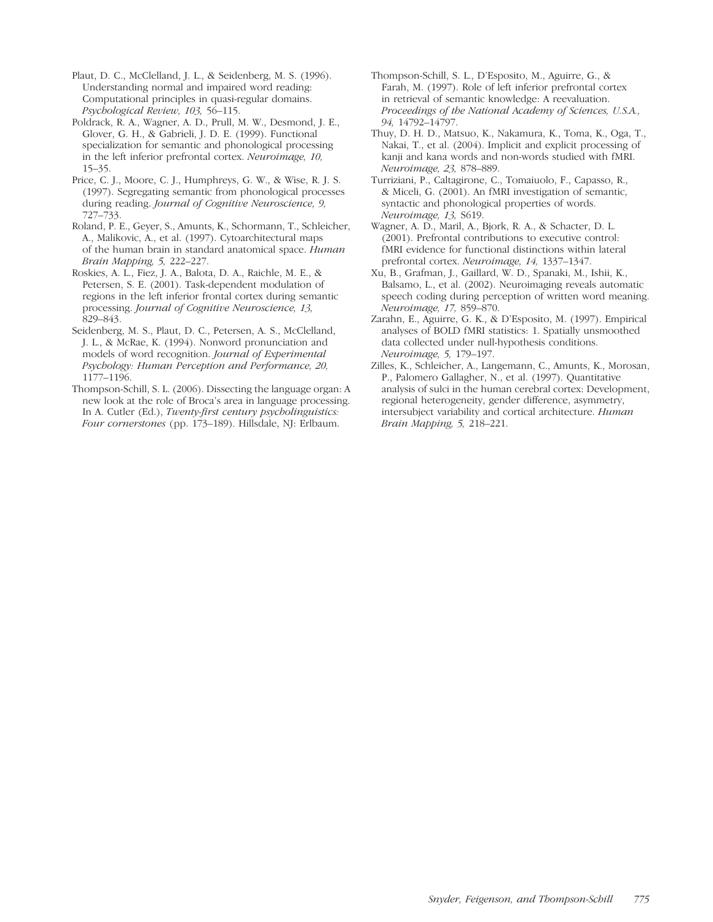Plaut, D. C., McClelland, J. L., & Seidenberg, M. S. (1996). Understanding normal and impaired word reading: Computational principles in quasi-regular domains. *Psychological Review, 103,* 56–115.

Poldrack, R. A., Wagner, A. D., Prull, M. W., Desmond, J. E., Glover, G. H., & Gabrieli, J. D. E. (1999). Functional specialization for semantic and phonological processing in the left inferior prefrontal cortex. *Neuroimage, 10,* 15–35.

Price, C. J., Moore, C. J., Humphreys, G. W., & Wise, R. J. S. (1997). Segregating semantic from phonological processes during reading. *Journal of Cognitive Neuroscience, 9,* 727–733.

Roland, P. E., Geyer, S., Amunts, K., Schormann, T., Schleicher, A., Malikovic, A., et al. (1997). Cytoarchitectural maps of the human brain in standard anatomical space. *Human Brain Mapping, 5,* 222–227.

Roskies, A. L., Fiez, J. A., Balota, D. A., Raichle, M. E., & Petersen, S. E. (2001). Task-dependent modulation of regions in the left inferior frontal cortex during semantic processing. *Journal of Cognitive Neuroscience, 13,* 829–843.

Seidenberg, M. S., Plaut, D. C., Petersen, A. S., McClelland, J. L., & McRae, K. (1994). Nonword pronunciation and models of word recognition. *Journal of Experimental Psychology: Human Perception and Performance, 20,* 1177–1196.

Thompson-Schill, S. L. (2006). Dissecting the language organ: A new look at the role of Broca's area in language processing. In A. Cutler (Ed.), *Twenty-first century psycholinguistics: Four cornerstones* (pp. 173–189). Hillsdale, NJ: Erlbaum.

Thompson-Schill, S. L., D'Esposito, M., Aguirre, G., & Farah, M. (1997). Role of left inferior prefrontal cortex in retrieval of semantic knowledge: A reevaluation. *Proceedings of the National Academy of Sciences, U.S.A., 94,* 14792–14797.

Thuy, D. H. D., Matsuo, K., Nakamura, K., Toma, K., Oga, T., Nakai, T., et al. (2004). Implicit and explicit processing of kanji and kana words and non-words studied with fMRI. *Neuroimage, 23,* 878–889.

Turriziani, P., Caltagirone, C., Tomaiuolo, F., Capasso, R., & Miceli, G. (2001). An fMRI investigation of semantic, syntactic and phonological properties of words. *Neuroimage, 13,* S619.

Wagner, A. D., Maril, A., Bjork, R. A., & Schacter, D. L. (2001). Prefrontal contributions to executive control: fMRI evidence for functional distinctions within lateral prefrontal cortex. *Neuroimage, 14,* 1337–1347.

Xu, B., Grafman, J., Gaillard, W. D., Spanaki, M., Ishii, K., Balsamo, L., et al. (2002). Neuroimaging reveals automatic speech coding during perception of written word meaning. *Neuroimage, 17,* 859–870.

Zarahn, E., Aguirre, G. K., & D'Esposito, M. (1997). Empirical analyses of BOLD fMRI statistics: 1. Spatially unsmoothed data collected under null-hypothesis conditions. *Neuroimage, 5,* 179–197.

Zilles, K., Schleicher, A., Langemann, C., Amunts, K., Morosan, P., Palomero Gallagher, N., et al. (1997). Quantitative analysis of sulci in the human cerebral cortex: Development, regional heterogeneity, gender difference, asymmetry, intersubject variability and cortical architecture. *Human Brain Mapping, 5,* 218–221.